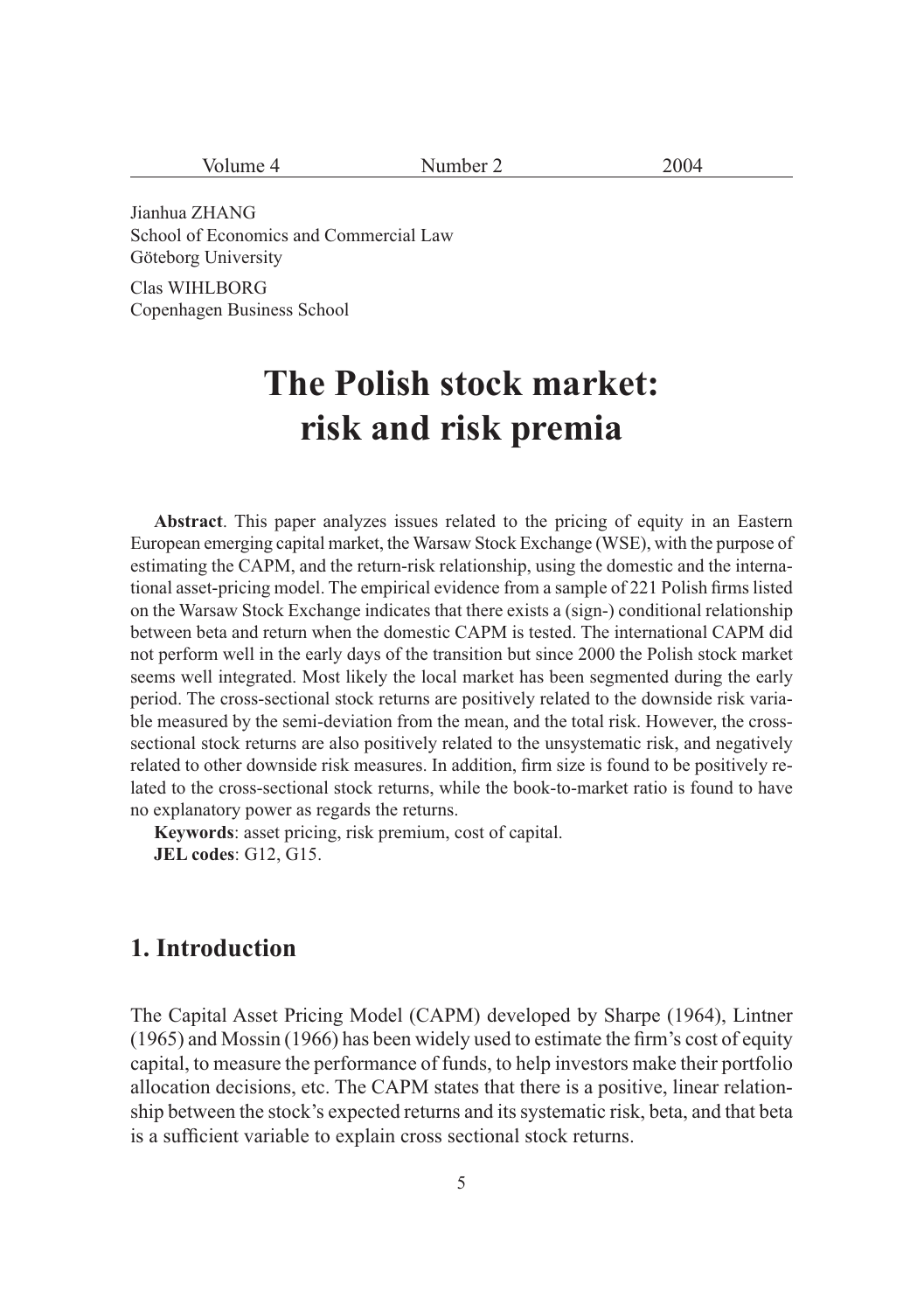Jianhua ZHANG
School of Economics and Commercial Law
Göteborg University

Clas WIHLBORG
Copenhagen Business School

# The Polish stock market: risk and risk premia

**Abstract**. This paper analyzes issues related to the pricing of equity in an Eastern European emerging capital market, the Warsaw Stock Exchange (WSE), with the purpose of estimating the CAPM, and the return-risk relationship, using the domestic and the international asset-pricing model. The empirical evidence from a sample of 221 Polish firms listed on the Warsaw Stock Exchange indicates that there exists a (sign-) conditional relationship between beta and return when the domestic CAPM is tested. The international CAPM did not perform well in the early days of the transition but since 2000 the Polish stock market seems well integrated. Most likely the local market has been segmented during the early period. The cross-sectional stock returns are positively related to the downside risk variable measured by the semi-deviation from the mean, and the total risk. However, the cross-sectional stock returns are also positively related to the unsystematic risk, and negatively related to other downside risk measures. In addition, firm size is found to be positively related to the cross-sectional stock returns, while the book-to-market ratio is found to have no explanatory power as regards the returns.

**Keywords**: asset pricing, risk premium, cost of capital.

**JEL codes**: G12, G15.

## 1. Introduction

The Capital Asset Pricing Model (CAPM) developed by Sharpe (1964), Lintner (1965) and Mossin (1966) has been widely used to estimate the firm's cost of equity capital, to measure the performance of funds, to help investors make their portfolio allocation decisions, etc. The CAPM states that there is a positive, linear relationship between the stock's expected returns and its systematic risk, beta, and that beta is a sufficient variable to explain cross sectional stock returns.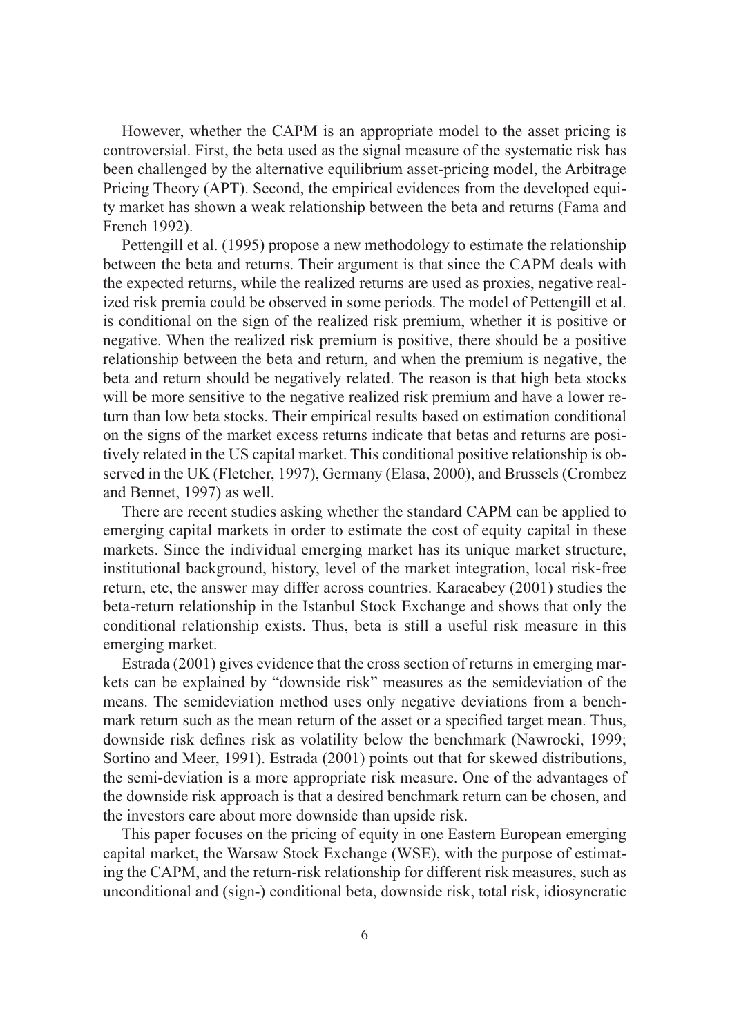However, whether the CAPM is an appropriate model to the asset pricing is controversial. First, the beta used as the signal measure of the systematic risk has been challenged by the alternative equilibrium asset-pricing model, the Arbitrage Pricing Theory (APT). Second, the empirical evidences from the developed equity market has shown a weak relationship between the beta and returns (Fama and French 1992).

Pettengill et al. (1995) propose a new methodology to estimate the relationship between the beta and returns. Their argument is that since the CAPM deals with the expected returns, while the realized returns are used as proxies, negative realized risk premia could be observed in some periods. The model of Pettengill et al. is conditional on the sign of the realized risk premium, whether it is positive or negative. When the realized risk premium is positive, there should be a positive relationship between the beta and return, and when the premium is negative, the beta and return should be negatively related. The reason is that high beta stocks will be more sensitive to the negative realized risk premium and have a lower return than low beta stocks. Their empirical results based on estimation conditional on the signs of the market excess returns indicate that betas and returns are positively related in the US capital market. This conditional positive relationship is observed in the UK (Fletcher, 1997), Germany (Elasa, 2000), and Brussels (Crombez and Bennet, 1997) as well.

There are recent studies asking whether the standard CAPM can be applied to emerging capital markets in order to estimate the cost of equity capital in these markets. Since the individual emerging market has its unique market structure, institutional background, history, level of the market integration, local risk-free return, etc, the answer may differ across countries. Karacabey (2001) studies the beta-return relationship in the Istanbul Stock Exchange and shows that only the conditional relationship exists. Thus, beta is still a useful risk measure in this emerging market.

Estrada (2001) gives evidence that the cross section of returns in emerging markets can be explained by "downside risk" measures as the semideviation of the means. The semideviation method uses only negative deviations from a benchmark return such as the mean return of the asset or a specified target mean. Thus, downside risk defines risk as volatility below the benchmark (Nawrocki, 1999; Sortino and Meer, 1991). Estrada (2001) points out that for skewed distributions, the semi-deviation is a more appropriate risk measure. One of the advantages of the downside risk approach is that a desired benchmark return can be chosen, and the investors care about more downside than upside risk.

This paper focuses on the pricing of equity in one Eastern European emerging capital market, the Warsaw Stock Exchange (WSE), with the purpose of estimating the CAPM, and the return-risk relationship for different risk measures, such as unconditional and (sign-) conditional beta, downside risk, total risk, idiosyncratic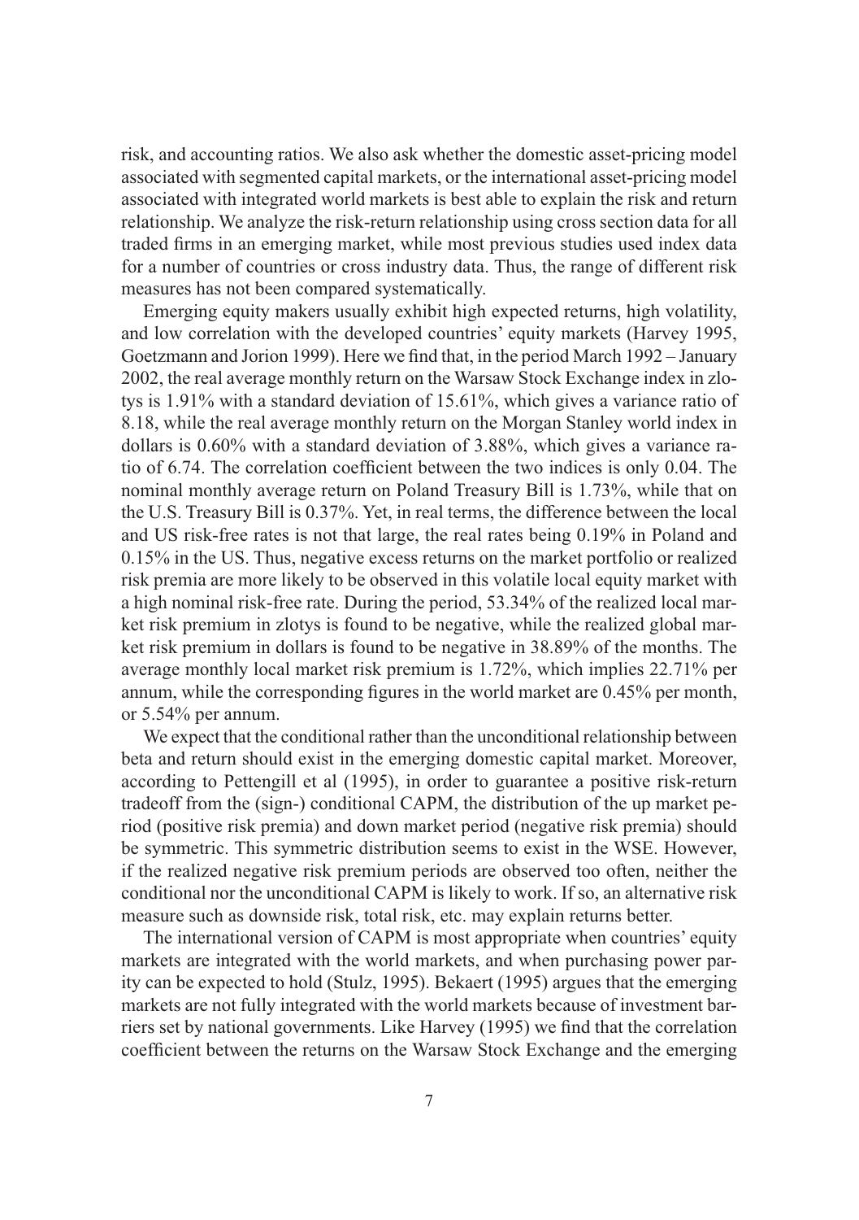risk, and accounting ratios. We also ask whether the domestic asset-pricing model associated with segmented capital markets, or the international asset-pricing model associated with integrated world markets is best able to explain the risk and return relationship. We analyze the risk-return relationship using cross section data for all traded firms in an emerging market, while most previous studies used index data for a number of countries or cross industry data. Thus, the range of different risk measures has not been compared systematically.

Emerging equity makers usually exhibit high expected returns, high volatility, and low correlation with the developed countries' equity markets (Harvey 1995, Goetzmann and Jorion 1999). Here we find that, in the period March 1992 – January 2002, the real average monthly return on the Warsaw Stock Exchange index in zlotys is 1.91% with a standard deviation of 15.61%, which gives a variance ratio of 8.18, while the real average monthly return on the Morgan Stanley world index in dollars is 0.60% with a standard deviation of 3.88%, which gives a variance ratio of 6.74. The correlation coefficient between the two indices is only 0.04. The nominal monthly average return on Poland Treasury Bill is 1.73%, while that on the U.S. Treasury Bill is 0.37%. Yet, in real terms, the difference between the local and US risk-free rates is not that large, the real rates being 0.19% in Poland and 0.15% in the US. Thus, negative excess returns on the market portfolio or realized risk premia are more likely to be observed in this volatile local equity market with a high nominal risk-free rate. During the period, 53.34% of the realized local market risk premium in zlotys is found to be negative, while the realized global market risk premium in dollars is found to be negative in 38.89% of the months. The average monthly local market risk premium is 1.72%, which implies 22.71% per annum, while the corresponding figures in the world market are 0.45% per month, or 5.54% per annum.

We expect that the conditional rather than the unconditional relationship between beta and return should exist in the emerging domestic capital market. Moreover, according to Pettengill et al (1995), in order to guarantee a positive risk-return tradeoff from the (sign-) conditional CAPM, the distribution of the up market period (positive risk premia) and down market period (negative risk premia) should be symmetric. This symmetric distribution seems to exist in the WSE. However, if the realized negative risk premium periods are observed too often, neither the conditional nor the unconditional CAPM is likely to work. If so, an alternative risk measure such as downside risk, total risk, etc. may explain returns better.

The international version of CAPM is most appropriate when countries' equity markets are integrated with the world markets, and when purchasing power parity can be expected to hold (Stulz, 1995). Bekaert (1995) argues that the emerging markets are not fully integrated with the world markets because of investment barriers set by national governments. Like Harvey (1995) we find that the correlation coefficient between the returns on the Warsaw Stock Exchange and the emerging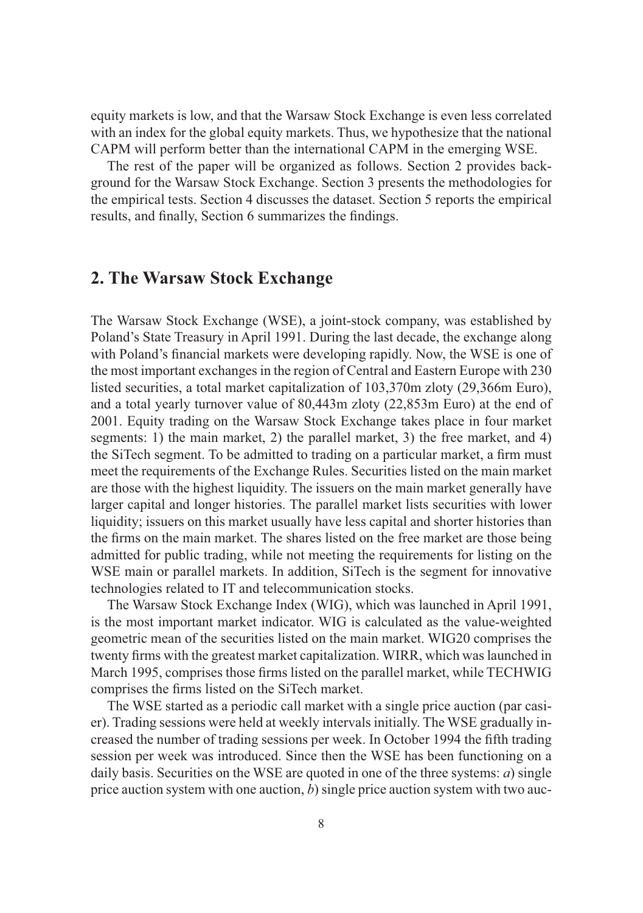equity markets is low, and that the Warsaw Stock Exchange is even less correlated with an index for the global equity markets. Thus, we hypothesize that the national CAPM will perform better than the international CAPM in the emerging WSE.

The rest of the paper will be organized as follows. Section 2 provides background for the Warsaw Stock Exchange. Section 3 presents the methodologies for the empirical tests. Section 4 discusses the dataset. Section 5 reports the empirical results, and finally, Section 6 summarizes the findings.

## 2. The Warsaw Stock Exchange

The Warsaw Stock Exchange (WSE), a joint-stock company, was established by Poland's State Treasury in April 1991. During the last decade, the exchange along with Poland's financial markets were developing rapidly. Now, the WSE is one of the most important exchanges in the region of Central and Eastern Europe with 230 listed securities, a total market capitalization of 103,370m zloty (29,366m Euro), and a total yearly turnover value of 80,443m zloty (22,853m Euro) at the end of 2001. Equity trading on the Warsaw Stock Exchange takes place in four market segments: 1) the main market, 2) the parallel market, 3) the free market, and 4) the SiTech segment. To be admitted to trading on a particular market, a firm must meet the requirements of the Exchange Rules. Securities listed on the main market are those with the highest liquidity. The issuers on the main market generally have larger capital and longer histories. The parallel market lists securities with lower liquidity; issuers on this market usually have less capital and shorter histories than the firms on the main market. The shares listed on the free market are those being admitted for public trading, while not meeting the requirements for listing on the WSE main or parallel markets. In addition, SiTech is the segment for innovative technologies related to IT and telecommunication stocks.

The Warsaw Stock Exchange Index (WIG), which was launched in April 1991, is the most important market indicator. WIG is calculated as the value-weighted geometric mean of the securities listed on the main market. WIG20 comprises the twenty firms with the greatest market capitalization. WIRR, which was launched in March 1995, comprises those firms listed on the parallel market, while TECHWIG comprises the firms listed on the SiTech market.

The WSE started as a periodic call market with a single price auction (par casier). Trading sessions were held at weekly intervals initially. The WSE gradually increased the number of trading sessions per week. In October 1994 the fifth trading session per week was introduced. Since then the WSE has been functioning on a daily basis. Securities on the WSE are quoted in one of the three systems: *a*) single price auction system with one auction, *b*) single price auction system with two auc-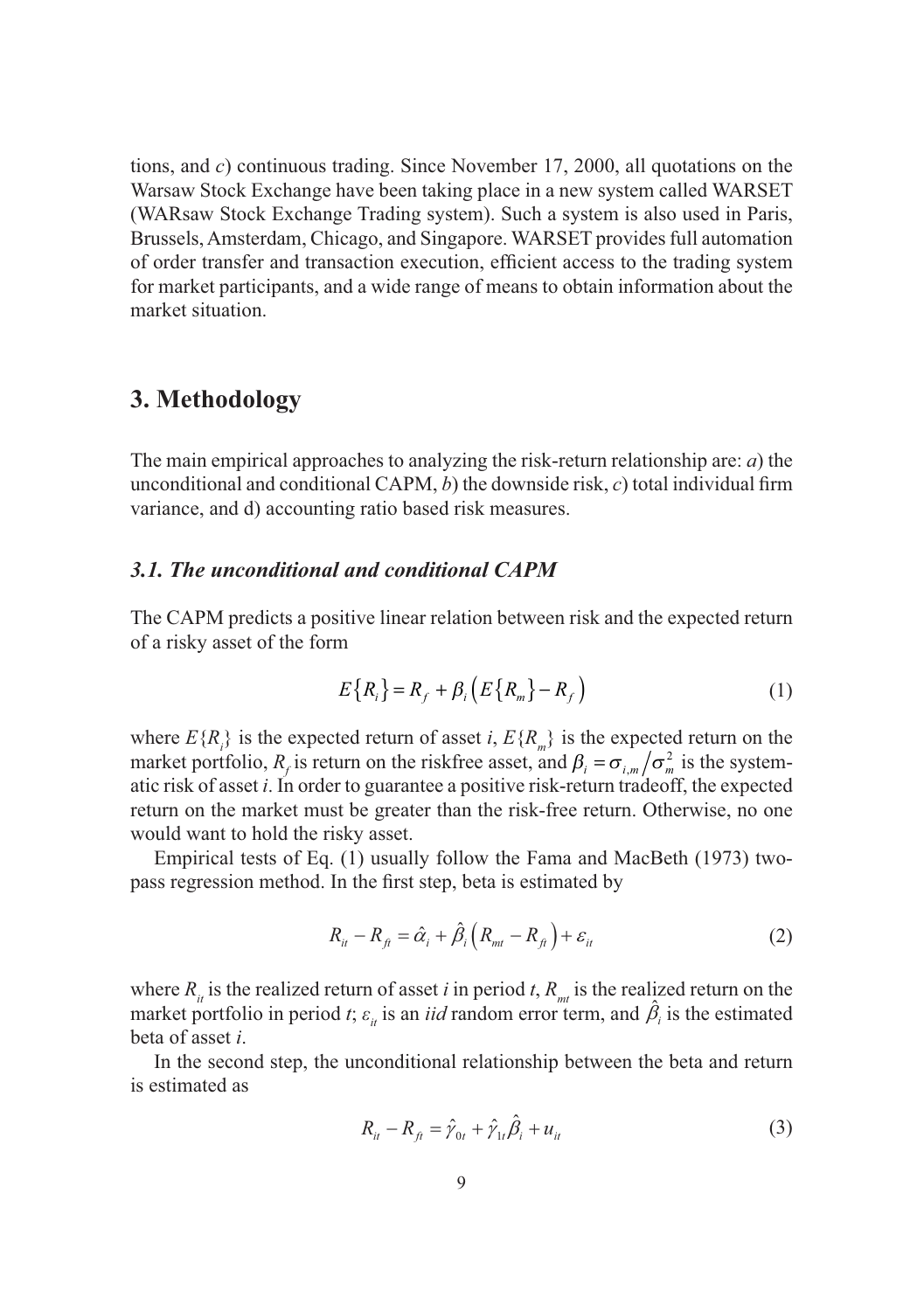tions, and *c*) continuous trading. Since November 17, 2000, all quotations on the Warsaw Stock Exchange have been taking place in a new system called WARSET (WARsaw Stock Exchange Trading system). Such a system is also used in Paris, Brussels, Amsterdam, Chicago, and Singapore. WARSET provides full automation of order transfer and transaction execution, efficient access to the trading system for market participants, and a wide range of means to obtain information about the market situation.

## 3. Methodology

The main empirical approaches to analyzing the risk-return relationship are: *a*) the unconditional and conditional CAPM, *b*) the downside risk, *c*) total individual firm variance, and d) accounting ratio based risk measures.

### *3.1. The unconditional and conditional CAPM*

The CAPM predicts a positive linear relation between risk and the expected return of a risky asset of the form

$$E\{R_i\} = R_f + \beta_i \left( E\{R_m\} - R_f \right) \tag{1}$$

where $E\{R_i\}$ is the expected return of asset *i*, $E\{R_m\}$ is the expected return on the market portfolio, $R_f$ is return on the riskfree asset, and $\beta_i = \sigma_{i,m} / \sigma_m^2$ is the systematic risk of asset *i*. In order to guarantee a positive risk-return tradeoff, the expected return on the market must be greater than the risk-free return. Otherwise, no one would want to hold the risky asset.

Empirical tests of Eq. (1) usually follow the Fama and MacBeth (1973) two-pass regression method. In the first step, beta is estimated by

$$R_{it} - R_{ft} = \hat{\alpha}_i + \hat{\beta}_i \left( R_{mt} - R_{ft} \right) + \varepsilon_{it} \tag{2}$$

where $R_{it}$ is the realized return of asset *i* in period *t*, $R_{mt}$ is the realized return on the market portfolio in period *t*; $\varepsilon_{it}$ is an *iid* random error term, and $\hat{\beta}_i$ is the estimated beta of asset *i*.

In the second step, the unconditional relationship between the beta and return is estimated as

$$R_{it} - R_{ft} = \hat{\gamma}_{0t} + \hat{\gamma}_{1t} \hat{\beta}_i + u_{it} \tag{3}$$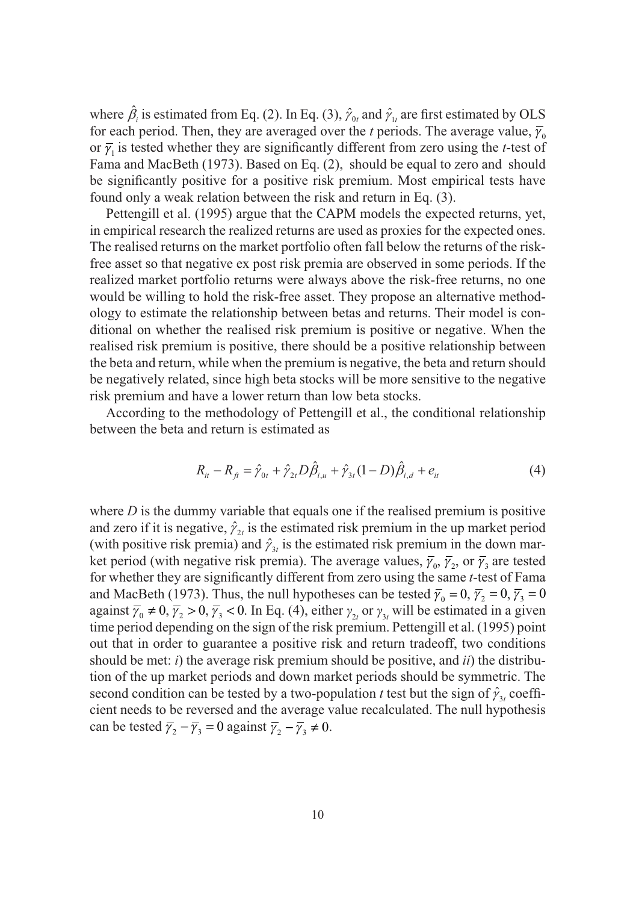where $\hat{\beta}_i$ is estimated from Eq. (2). In Eq. (3), $\hat{\gamma}_{0t}$ and $\hat{\gamma}_{1t}$ are first estimated by OLS for each period. Then, they are averaged over the $t$ periods. The average value, $\overline{\gamma}_0$ or $\overline{\gamma}_1$ is tested whether they are significantly different from zero using the $t$-test of Fama and MacBeth (1973). Based on Eq. (2), should be equal to zero and should be significantly positive for a positive risk premium. Most empirical tests have found only a weak relation between the risk and return in Eq. (3).

Pettengill et al. (1995) argue that the CAPM models the expected returns, yet, in empirical research the realized returns are used as proxies for the expected ones. The realised returns on the market portfolio often fall below the returns of the risk-free asset so that negative ex post risk premia are observed in some periods. If the realized market portfolio returns were always above the risk-free returns, no one would be willing to hold the risk-free asset. They propose an alternative methodology to estimate the relationship between betas and returns. Their model is conditional on whether the realised risk premium is positive or negative. When the realised risk premium is positive, there should be a positive relationship between the beta and return, while when the premium is negative, the beta and return should be negatively related, since high beta stocks will be more sensitive to the negative risk premium and have a lower return than low beta stocks.

According to the methodology of Pettengill et al., the conditional relationship between the beta and return is estimated as

$$R_{it} - R_{ft} = \hat{\gamma}_{0t} + \hat{\gamma}_{2t} D\hat{\beta}_{i,u} + \hat{\gamma}_{3t}(1-D)\hat{\beta}_{i,d} + e_{it} \tag{4}$$

where $D$ is the dummy variable that equals one if the realised premium is positive and zero if it is negative, $\hat{\gamma}_{2t}$ is the estimated risk premium in the up market period (with positive risk premia) and $\hat{\gamma}_{3t}$ is the estimated risk premium in the down market period (with negative risk premia). The average values, $\overline{\gamma}_0$, $\overline{\gamma}_2$, or $\overline{\gamma}_3$ are tested for whether they are significantly different from zero using the same $t$-test of Fama and MacBeth (1973). Thus, the null hypotheses can be tested $\overline{\gamma}_0 = 0, \overline{\gamma}_2 = 0, \overline{\gamma}_3 = 0$ against $\overline{\gamma}_0 \neq 0, \overline{\gamma}_2 > 0, \overline{\gamma}_3 < 0$. In Eq. (4), either $\gamma_{2t}$ or $\gamma_{3t}$ will be estimated in a given time period depending on the sign of the risk premium. Pettengill et al. (1995) point out that in order to guarantee a positive risk and return tradeoff, two conditions should be met: *i*) the average risk premium should be positive, and *ii*) the distribution of the up market periods and down market periods should be symmetric. The second condition can be tested by a two-population $t$ test but the sign of $\hat{\gamma}_{3t}$ coefficient needs to be reversed and the average value recalculated. The null hypothesis can be tested $\overline{\gamma}_2 - \overline{\gamma}_3 = 0$ against $\overline{\gamma}_2 - \overline{\gamma}_3 \neq 0$.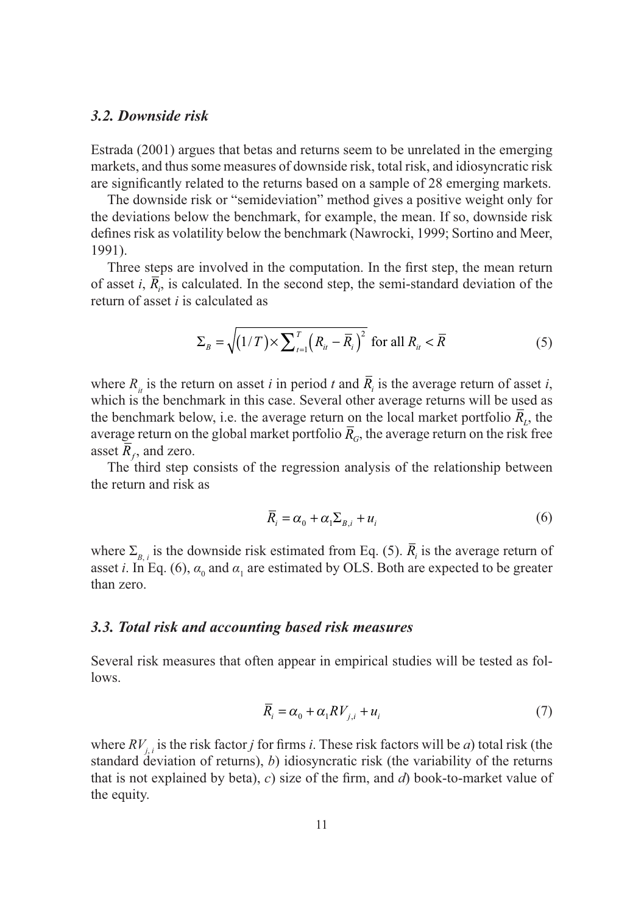### *3.2. Downside risk*

Estrada (2001) argues that betas and returns seem to be unrelated in the emerging markets, and thus some measures of downside risk, total risk, and idiosyncratic risk are significantly related to the returns based on a sample of 28 emerging markets.

The downside risk or "semideviation" method gives a positive weight only for the deviations below the benchmark, for example, the mean. If so, downside risk defines risk as volatility below the benchmark (Nawrocki, 1999; Sortino and Meer, 1991).

Three steps are involved in the computation. In the first step, the mean return of asset $i$, $\overline{R}_i$, is calculated. In the second step, the semi-standard deviation of the return of asset $i$ is calculated as

$$\Sigma_B = \sqrt{(1/T)\times\sum_{t=1}^{T}\left(R_{it}-\overline{R}_i\right)^2} \text{ for all } R_{it} < \overline{R} \tag{5}$$

where $R_{it}$ is the return on asset $i$ in period $t$ and $\overline{R}_i$ is the average return of asset $i$, which is the benchmark in this case. Several other average returns will be used as the benchmark below, i.e. the average return on the local market portfolio $\overline{R}_L$, the average return on the global market portfolio $\overline{R}_G$, the average return on the risk free asset $\overline{R}_f$, and zero.

The third step consists of the regression analysis of the relationship between the return and risk as

$$\overline{R}_i = \alpha_0 + \alpha_1 \Sigma_{B,i} + u_i \tag{6}$$

where $\Sigma_{B,i}$ is the downside risk estimated from Eq. (5). $\overline{R}_i$ is the average return of asset $i$. In Eq. (6), $\alpha_0$ and $\alpha_1$ are estimated by OLS. Both are expected to be greater than zero.

### *3.3. Total risk and accounting based risk measures*

Several risk measures that often appear in empirical studies will be tested as follows.

$$\overline{R}_i = \alpha_0 + \alpha_1 RV_{j,i} + u_i \tag{7}$$

where $RV_{j,i}$ is the risk factor $j$ for firms $i$. These risk factors will be *a*) total risk (the standard deviation of returns), *b*) idiosyncratic risk (the variability of the returns that is not explained by beta), *c*) size of the firm, and *d*) book-to-market value of the equity.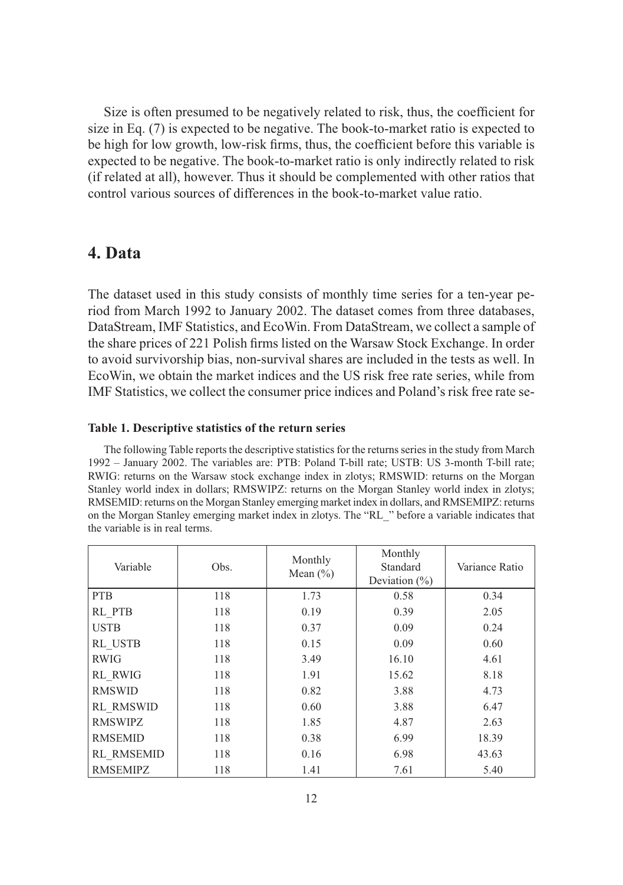Size is often presumed to be negatively related to risk, thus, the coefficient for size in Eq. (7) is expected to be negative. The book-to-market ratio is expected to be high for low growth, low-risk firms, thus, the coefficient before this variable is expected to be negative. The book-to-market ratio is only indirectly related to risk (if related at all), however. Thus it should be complemented with other ratios that control various sources of differences in the book-to-market value ratio.

## 4. Data

The dataset used in this study consists of monthly time series for a ten-year period from March 1992 to January 2002. The dataset comes from three databases, DataStream, IMF Statistics, and EcoWin. From DataStream, we collect a sample of the share prices of 221 Polish firms listed on the Warsaw Stock Exchange. In order to avoid survivorship bias, non-survival shares are included in the tests as well. In EcoWin, we obtain the market indices and the US risk free rate series, while from IMF Statistics, we collect the consumer price indices and Poland's risk free rate se-

**Table 1. Descriptive statistics of the return series**

The following Table reports the descriptive statistics for the returns series in the study from March 1992 – January 2002. The variables are: PTB: Poland T-bill rate; USTB: US 3-month T-bill rate; RWIG: returns on the Warsaw stock exchange index in zlotys; RMSWID: returns on the Morgan Stanley world index in dollars; RMSWIPZ: returns on the Morgan Stanley world index in zlotys; RMSEMID: returns on the Morgan Stanley emerging market index in dollars, and RMSEMIPZ: returns on the Morgan Stanley emerging market index in zlotys. The "RL_" before a variable indicates that the variable is in real terms.

| Variable | Obs. | Monthly Mean (%) | Monthly Standard Deviation (%) | Variance Ratio |
|---|---|---|---|---|
| PTB | 118 | 1.73 | 0.58 | 0.34 |
| RL_PTB | 118 | 0.19 | 0.39 | 2.05 |
| USTB | 118 | 0.37 | 0.09 | 0.24 |
| RL_USTB | 118 | 0.15 | 0.09 | 0.60 |
| RWIG | 118 | 3.49 | 16.10 | 4.61 |
| RL_RWIG | 118 | 1.91 | 15.62 | 8.18 |
| RMSWID | 118 | 0.82 | 3.88 | 4.73 |
| RL_RMSWID | 118 | 0.60 | 3.88 | 6.47 |
| RMSWIPZ | 118 | 1.85 | 4.87 | 2.63 |
| RMSEMID | 118 | 0.38 | 6.99 | 18.39 |
| RL_RMSEMID | 118 | 0.16 | 6.98 | 43.63 |
| RMSEMIPZ | 118 | 1.41 | 7.61 | 5.40 |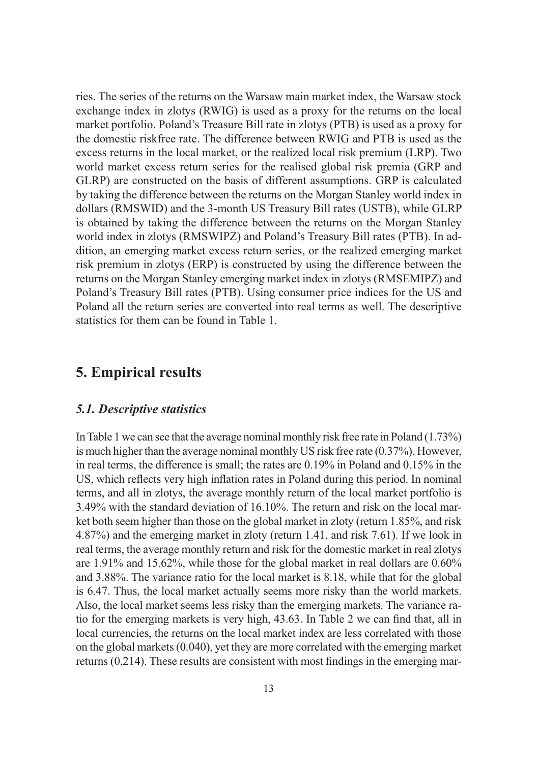ries. The series of the returns on the Warsaw main market index, the Warsaw stock exchange index in zlotys (RWIG) is used as a proxy for the returns on the local market portfolio. Poland's Treasure Bill rate in zlotys (PTB) is used as a proxy for the domestic riskfree rate. The difference between RWIG and PTB is used as the excess returns in the local market, or the realized local risk premium (LRP). Two world market excess return series for the realised global risk premia (GRP and GLRP) are constructed on the basis of different assumptions. GRP is calculated by taking the difference between the returns on the Morgan Stanley world index in dollars (RMSWID) and the 3-month US Treasury Bill rates (USTB), while GLRP is obtained by taking the difference between the returns on the Morgan Stanley world index in zlotys (RMSWIPZ) and Poland's Treasury Bill rates (PTB). In addition, an emerging market excess return series, or the realized emerging market risk premium in zlotys (ERP) is constructed by using the difference between the returns on the Morgan Stanley emerging market index in zlotys (RMSEMIPZ) and Poland's Treasury Bill rates (PTB). Using consumer price indices for the US and Poland all the return series are converted into real terms as well. The descriptive statistics for them can be found in Table 1.

## 5. Empirical results

### *5.1. Descriptive statistics*

In Table 1 we can see that the average nominal monthly risk free rate in Poland (1.73%) is much higher than the average nominal monthly US risk free rate (0.37%). However, in real terms, the difference is small; the rates are 0.19% in Poland and 0.15% in the US, which reflects very high inflation rates in Poland during this period. In nominal terms, and all in zlotys, the average monthly return of the local market portfolio is 3.49% with the standard deviation of 16.10%. The return and risk on the local market both seem higher than those on the global market in zloty (return 1.85%, and risk 4.87%) and the emerging market in zloty (return 1.41, and risk 7.61). If we look in real terms, the average monthly return and risk for the domestic market in real zlotys are 1.91% and 15.62%, while those for the global market in real dollars are 0.60% and 3.88%. The variance ratio for the local market is 8.18, while that for the global is 6.47. Thus, the local market actually seems more risky than the world markets. Also, the local market seems less risky than the emerging markets. The variance ratio for the emerging markets is very high, 43.63. In Table 2 we can find that, all in local currencies, the returns on the local market index are less correlated with those on the global markets (0.040), yet they are more correlated with the emerging market returns (0.214). These results are consistent with most findings in the emerging mar-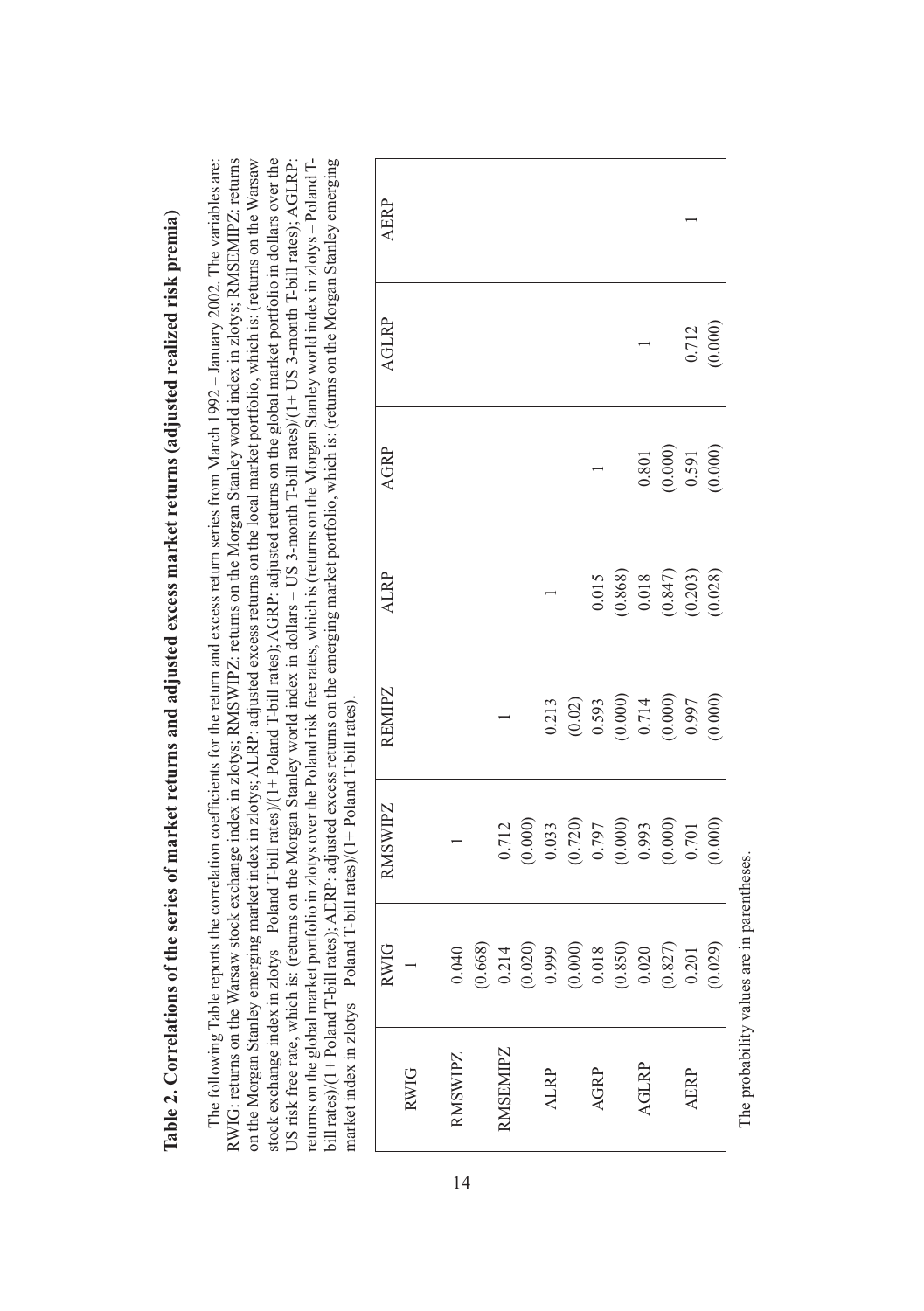# Table 2. Correlations of the series of market returns and adjusted excess market returns (adjusted realized risk premia)

The following Table reports the correlation coefficients for the return and excess return series from March 1992 – January 2002. The variables are: RWIG: returns on the Warsaw stock exchange index in zlotys; RMSWIPZ: returns on the Morgan Stanley world index in zlotys; RMSEMIPZ: returns on the Morgan Stanley emerging market index in zlotys; ALRP: adjusted excess returns on the local market portfolio, which is: (returns on the Warsaw stock exchange index in zlotys – Poland T-bill rates)/(1+ Poland T-bill rates); AGRP: adjusted returns on the global market portfolio in dollars over the US risk free rate, which is: (returns on the Morgan Stanley world index in dollars – US 3-month T-bill rates)/(1+ US 3-month T-bill rates); AGLRP: returns on the global market portfolio in zlotys over the Poland risk free rates, which is (returns on the Morgan Stanley world index in zlotys – Poland T-bill rates)/(1+ Poland T-bill rates); AERP: adjusted excess returns on the emerging market portfolio, which is: (returns on the Morgan Stanley emerging market index in zlotys – Poland T-bill rates)/(1+ Poland T-bill rates).

| | RWIG | RMSWIPZ | REMIPZ | ALRP | AGRP | AGLRP | AERP |
|---|---|---|---|---|---|---|---|
| RWIG | 1 | | | | | | |
| RMSWIPZ | 0.040 | 1 | | | | | |
| | (0.668) | | | | | | |
| RMSEMIPZ | 0.214 | 0.712 | 1 | | | | |
| | (0.020) | (0.000) | | | | | |
| ALRP | 0.999 | 0.033 | 0.213 | 1 | | | |
| | (0.000) | (0.720) | (0.02) | | | | |
| AGRP | 0.018 | 0.797 | 0.593 | 0.015 | 1 | | |
| | (0.850) | (0.000) | (0.000) | (0.868) | | | |
| AGLRP | 0.020 | 0.993 | 0.714 | 0.018 | 0.801 | 1 | |
| | (0.827) | (0.000) | (0.000) | (0.847) | (0.000) | | |
| AERP | 0.201 | 0.701 | 0.997 | 0.203 | 0.591 | 0.712 | 1 |
| | (0.029) | (0.000) | (0.000) | (0.028) | (0.000) | (0.000) | |

The probability values are in parentheses.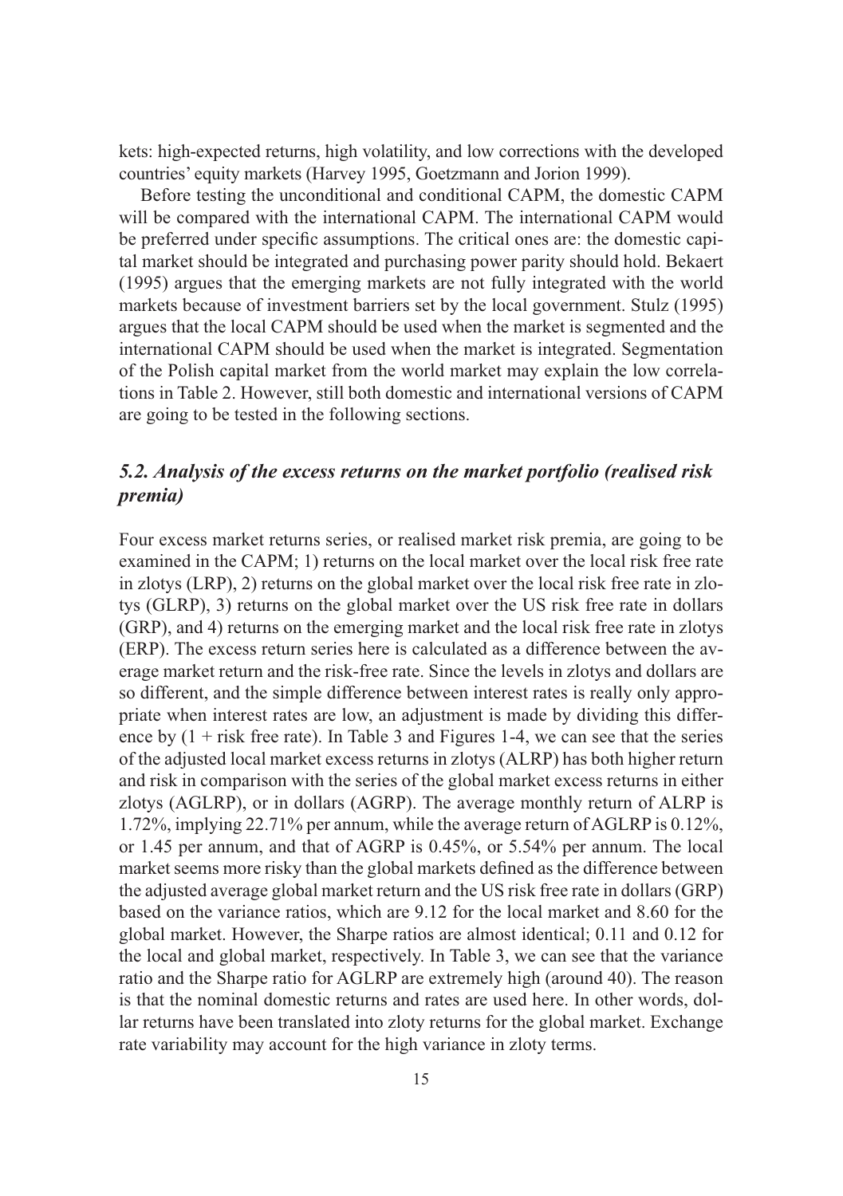kets: high-expected returns, high volatility, and low corrections with the developed countries' equity markets (Harvey 1995, Goetzmann and Jorion 1999).

Before testing the unconditional and conditional CAPM, the domestic CAPM will be compared with the international CAPM. The international CAPM would be preferred under specific assumptions. The critical ones are: the domestic capital market should be integrated and purchasing power parity should hold. Bekaert (1995) argues that the emerging markets are not fully integrated with the world markets because of investment barriers set by the local government. Stulz (1995) argues that the local CAPM should be used when the market is segmented and the international CAPM should be used when the market is integrated. Segmentation of the Polish capital market from the world market may explain the low correlations in Table 2. However, still both domestic and international versions of CAPM are going to be tested in the following sections.

### *5.2. Analysis of the excess returns on the market portfolio (realised risk premia)*

Four excess market returns series, or realised market risk premia, are going to be examined in the CAPM; 1) returns on the local market over the local risk free rate in zlotys (LRP), 2) returns on the global market over the local risk free rate in zlotys (GLRP), 3) returns on the global market over the US risk free rate in dollars (GRP), and 4) returns on the emerging market and the local risk free rate in zlotys (ERP). The excess return series here is calculated as a difference between the average market return and the risk-free rate. Since the levels in zlotys and dollars are so different, and the simple difference between interest rates is really only appropriate when interest rates are low, an adjustment is made by dividing this difference by (1 + risk free rate). In Table 3 and Figures 1-4, we can see that the series of the adjusted local market excess returns in zlotys (ALRP) has both higher return and risk in comparison with the series of the global market excess returns in either zlotys (AGLRP), or in dollars (AGRP). The average monthly return of ALRP is 1.72%, implying 22.71% per annum, while the average return of AGLRP is 0.12%, or 1.45 per annum, and that of AGRP is 0.45%, or 5.54% per annum. The local market seems more risky than the global markets defined as the difference between the adjusted average global market return and the US risk free rate in dollars (GRP) based on the variance ratios, which are 9.12 for the local market and 8.60 for the global market. However, the Sharpe ratios are almost identical; 0.11 and 0.12 for the local and global market, respectively. In Table 3, we can see that the variance ratio and the Sharpe ratio for AGLRP are extremely high (around 40). The reason is that the nominal domestic returns and rates are used here. In other words, dollar returns have been translated into zloty returns for the global market. Exchange rate variability may account for the high variance in zloty terms.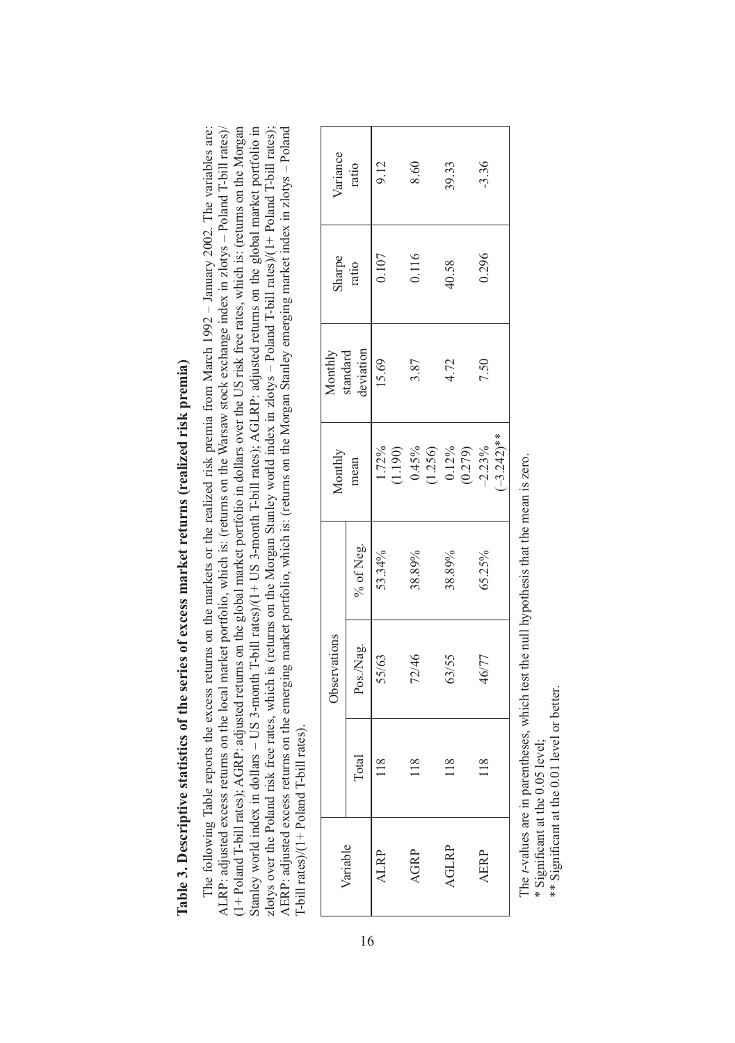## Table 3. Descriptive statistics of the series of excess market returns (realized risk premia)

The following Table reports the excess returns on the markets or the realized risk premia from March 1992 – January 2002. The variables are: ALRP: adjusted excess returns on the local market portfolio, which is: (returns on the Warsaw stock exchange index in zlotys – Poland T-bill rates)/(1+ Poland T-bill rates); AGRP: adjusted returns on the global market portfolio in dollars over the US risk free rates, which is: (returns on the Morgan Stanley world index in dollars – US 3-month T-bill rates)/(1+ US 3-month T-bill rates); AGLRP: adjusted returns on the global market portfolio in zlotys over the Poland risk free rates, which is (returns on the Morgan Stanley world index in zlotys – Poland T-bill rates)/(1+ Poland T-bill rates); AERP: adjusted excess returns on the emerging market portfolio, which is: (returns on the Morgan Stanley emerging market index in zlotys – Poland T-bill rates)/(1+ Poland T-bill rates).

| Variable | Observations | | | Monthly mean | Monthly standard deviation | Sharpe ratio | Variance ratio |
|---|---|---|---|---|---|---|---|
| | Total | Pos./Nag. | % of Neg. | | | | |
| ALRP | 118 | 55/63 | 53.34% | 1.72% (1.190) | 15.69 | 0.107 | 9.12 |
| AGRP | 118 | 72/46 | 38.89% | 0.45% (1.256) | 3.87 | 0.116 | 8.60 |
| AGLRP | 118 | 63/55 | 38.89% | 0.12% (0.279) | 4.72 | 40.58 | 39.33 |
| AERP | 118 | 46/77 | 65.25% | –2.23% (–3.242)** | 7.50 | 0.296 | -3.36 |

The *t*-values are in parentheses, which test the null hypothesis that the mean is zero.
\* Significant at the 0.05 level;
\*\* Significant at the 0.01 level or better.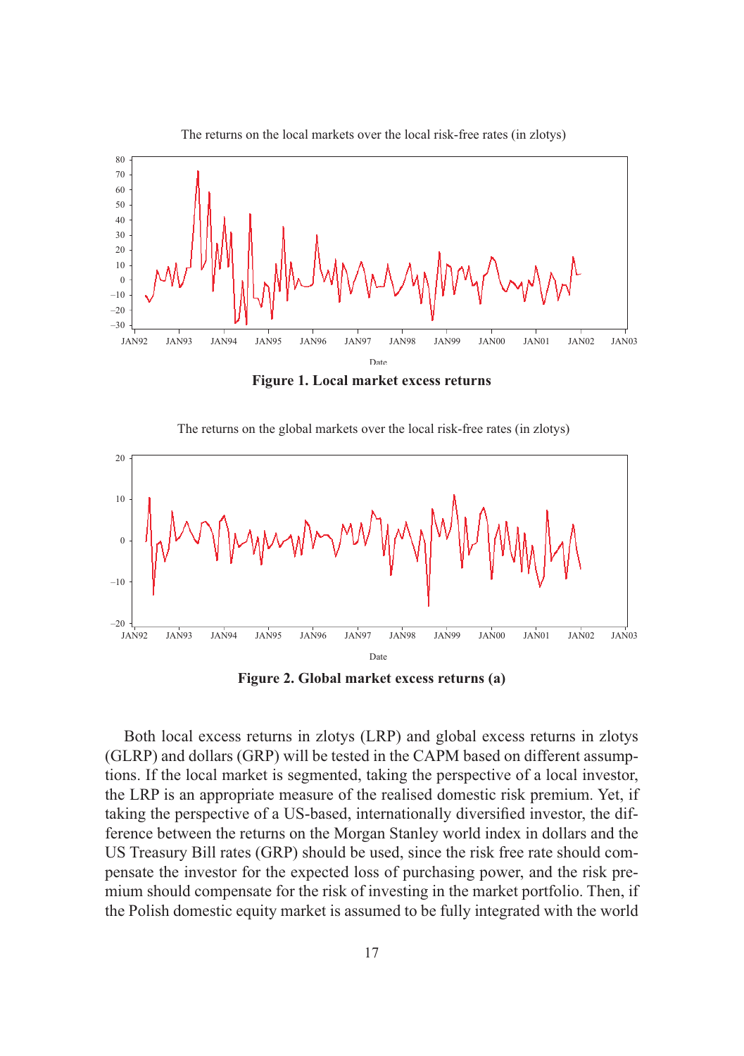**Figure 1. Local market excess returns**

**Figure 2. Global market excess returns (a)**

Both local excess returns in zlotys (LRP) and global excess returns in zlotys (GLRP) and dollars (GRP) will be tested in the CAPM based on different assumptions. If the local market is segmented, taking the perspective of a local investor, the LRP is an appropriate measure of the realised domestic risk premium. Yet, if taking the perspective of a US-based, internationally diversified investor, the difference between the returns on the Morgan Stanley world index in dollars and the US Treasury Bill rates (GRP) should be used, since the risk free rate should compensate the investor for the expected loss of purchasing power, and the risk premium should compensate for the risk of investing in the market portfolio. Then, if the Polish domestic equity market is assumed to be fully integrated with the world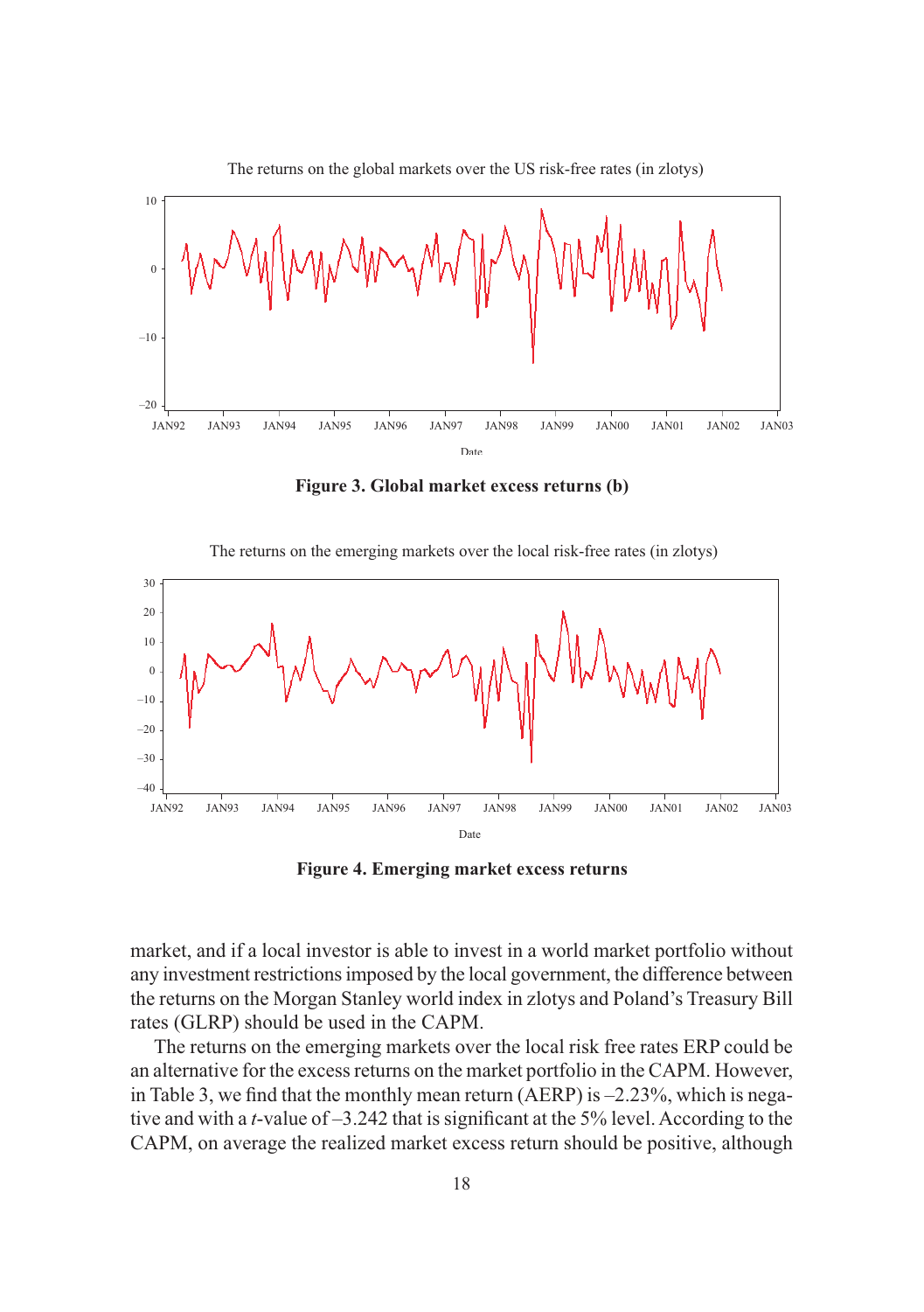The returns on the global markets over the US risk-free rates (in zlotys)

**Figure 3. Global market excess returns (b)**

The returns on the emerging markets over the local risk-free rates (in zlotys)

**Figure 4. Emerging market excess returns**

market, and if a local investor is able to invest in a world market portfolio without any investment restrictions imposed by the local government, the difference between the returns on the Morgan Stanley world index in zlotys and Poland's Treasury Bill rates (GLRP) should be used in the CAPM.

The returns on the emerging markets over the local risk free rates ERP could be an alternative for the excess returns on the market portfolio in the CAPM. However, in Table 3, we find that the monthly mean return (AERP) is –2.23%, which is negative and with a *t*-value of –3.242 that is significant at the 5% level. According to the CAPM, on average the realized market excess return should be positive, although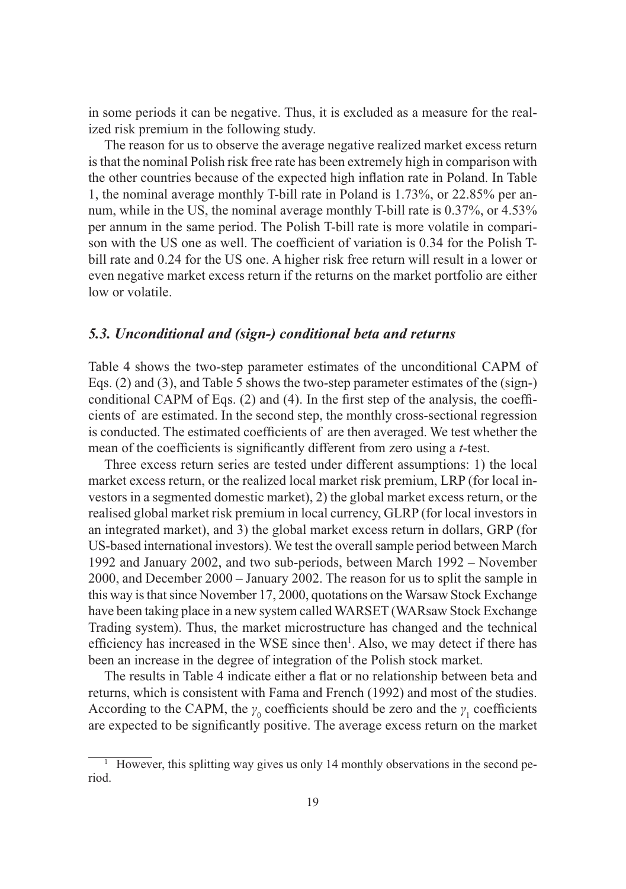in some periods it can be negative. Thus, it is excluded as a measure for the realized risk premium in the following study.

The reason for us to observe the average negative realized market excess return is that the nominal Polish risk free rate has been extremely high in comparison with the other countries because of the expected high inflation rate in Poland. In Table 1, the nominal average monthly T-bill rate in Poland is 1.73%, or 22.85% per annum, while in the US, the nominal average monthly T-bill rate is 0.37%, or 4.53% per annum in the same period. The Polish T-bill rate is more volatile in comparison with the US one as well. The coefficient of variation is 0.34 for the Polish T-bill rate and 0.24 for the US one. A higher risk free return will result in a lower or even negative market excess return if the returns on the market portfolio are either low or volatile.

### *5.3. Unconditional and (sign-) conditional beta and returns*

Table 4 shows the two-step parameter estimates of the unconditional CAPM of Eqs. (2) and (3), and Table 5 shows the two-step parameter estimates of the (sign-) conditional CAPM of Eqs. (2) and (4). In the first step of the analysis, the coefficients of are estimated. In the second step, the monthly cross-sectional regression is conducted. The estimated coefficients of are then averaged. We test whether the mean of the coefficients is significantly different from zero using a *t*-test.

Three excess return series are tested under different assumptions: 1) the local market excess return, or the realized local market risk premium, LRP (for local investors in a segmented domestic market), 2) the global market excess return, or the realised global market risk premium in local currency, GLRP (for local investors in an integrated market), and 3) the global market excess return in dollars, GRP (for US-based international investors). We test the overall sample period between March 1992 and January 2002, and two sub-periods, between March 1992 – November 2000, and December 2000 – January 2002. The reason for us to split the sample in this way is that since November 17, 2000, quotations on the Warsaw Stock Exchange have been taking place in a new system called WARSET (WARsaw Stock Exchange Trading system). Thus, the market microstructure has changed and the technical efficiency has increased in the WSE since then[1]. Also, we may detect if there has been an increase in the degree of integration of the Polish stock market.

The results in Table 4 indicate either a flat or no relationship between beta and returns, which is consistent with Fama and French (1992) and most of the studies. According to the CAPM, the $\gamma_0$ coefficients should be zero and the $\gamma_1$ coefficients are expected to be significantly positive. The average excess return on the market

[1] However, this splitting way gives us only 14 monthly observations in the second period.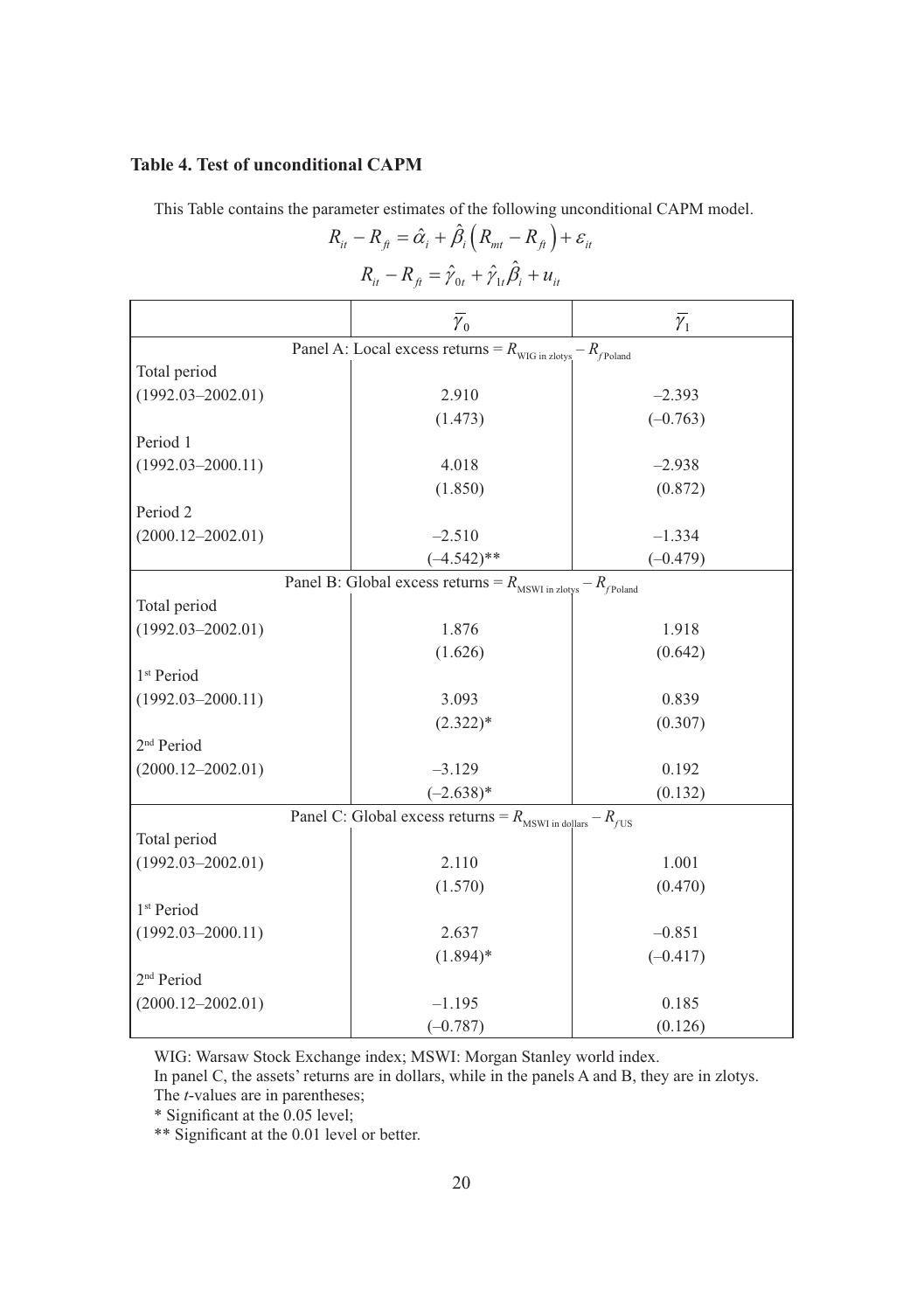**Table 4. Test of unconditional CAPM**

This Table contains the parameter estimates of the following unconditional CAPM model.

$$R_{it} - R_{ft} = \hat{\alpha}_i + \hat{\beta}_i \left( R_{mt} - R_{ft} \right) + \varepsilon_{it}$$

$$R_{it} - R_{ft} = \hat{\gamma}_{0t} + \hat{\gamma}_{1t} \hat{\beta}_i + u_{it}$$

| | $\overline{\gamma}_0$ | $\overline{\gamma}_1$ |
|---|---|---|
| **Panel A: Local excess returns = $R_{\text{WIG in zlotys}} - R_{f\,\text{Poland}}$** | | |
| Total period | | |
| (1992.03–2002.01) | 2.910 | –2.393 |
| | (1.473) | (–0.763) |
| Period 1 | | |
| (1992.03–2000.11) | 4.018 | –2.938 |
| | (1.850) | (0.872) |
| Period 2 | | |
| (2000.12–2002.01) | –2.510 | –1.334 |
| | (–4.542)** | (–0.479) |
| **Panel B: Global excess returns = $R_{\text{MSWI in zlotys}} - R_{f\,\text{Poland}}$** | | |
| Total period | | |
| (1992.03–2002.01) | 1.876 | 1.918 |
| | (1.626) | (0.642) |
| 1st Period | | |
| (1992.03–2000.11) | 3.093 | 0.839 |
| | (2.322)* | (0.307) |
| 2nd Period | | |
| (2000.12–2002.01) | –3.129 | 0.192 |
| | (–2.638)* | (0.132) |
| **Panel C: Global excess returns = $R_{\text{MSWI in dollars}} - R_{f\,\text{US}}$** | | |
| Total period | | |
| (1992.03–2002.01) | 2.110 | 1.001 |
| | (1.570) | (0.470) |
| 1st Period | | |
| (1992.03–2000.11) | 2.637 | –0.851 |
| | (1.894)* | (–0.417) |
| 2nd Period | | |
| (2000.12–2002.01) | –1.195 | 0.185 |
| | (–0.787) | (0.126) |

WIG: Warsaw Stock Exchange index; MSWI: Morgan Stanley world index.

In panel C, the assets' returns are in dollars, while in the panels A and B, they are in zlotys.

The *t*-values are in parentheses;

\* Significant at the 0.05 level;

\*\* Significant at the 0.01 level or better.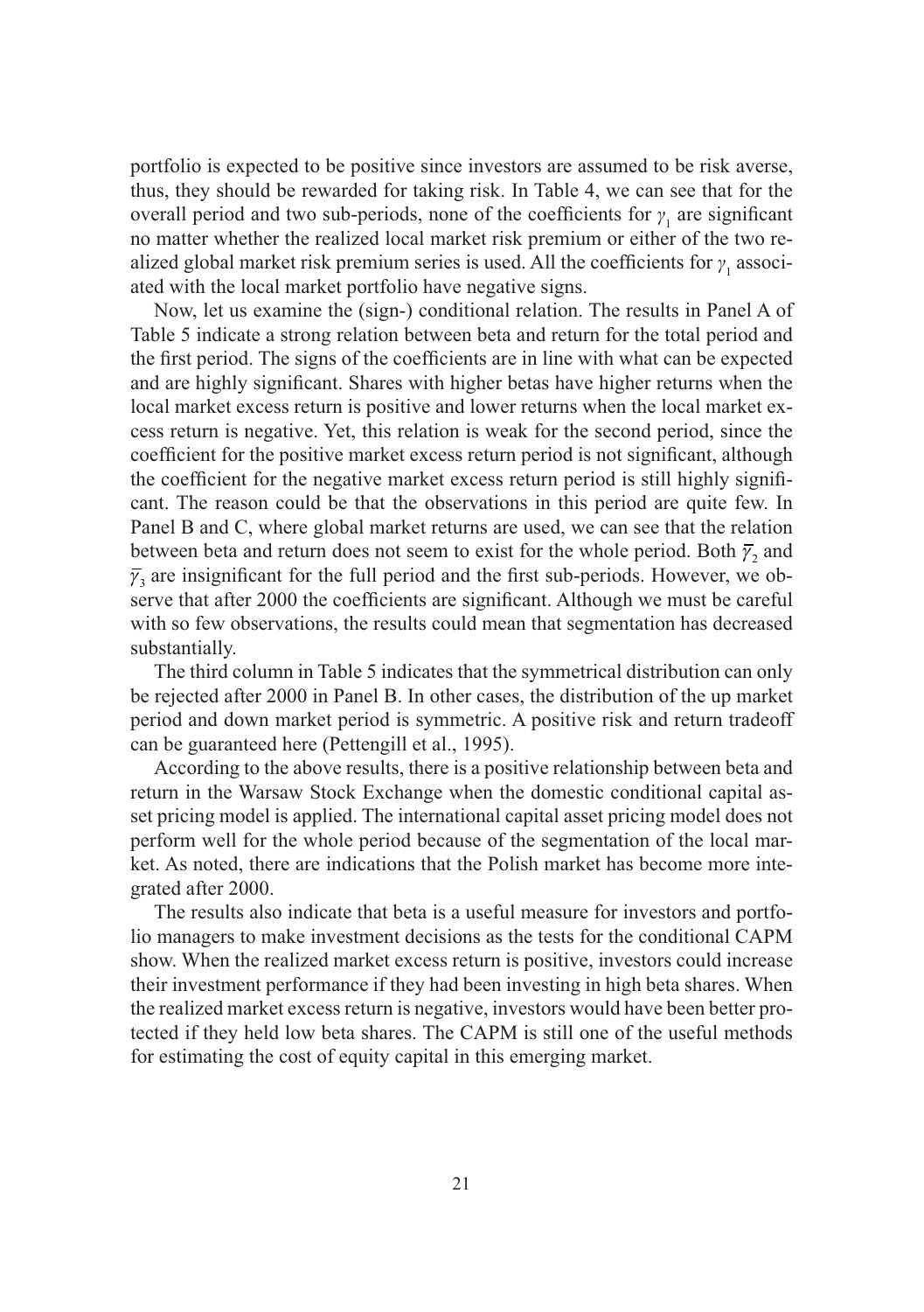portfolio is expected to be positive since investors are assumed to be risk averse, thus, they should be rewarded for taking risk. In Table 4, we can see that for the overall period and two sub-periods, none of the coefficients for $\gamma_1$ are significant no matter whether the realized local market risk premium or either of the two realized global market risk premium series is used. All the coefficients for $\gamma_1$ associated with the local market portfolio have negative signs.

Now, let us examine the (sign-) conditional relation. The results in Panel A of Table 5 indicate a strong relation between beta and return for the total period and the first period. The signs of the coefficients are in line with what can be expected and are highly significant. Shares with higher betas have higher returns when the local market excess return is positive and lower returns when the local market excess return is negative. Yet, this relation is weak for the second period, since the coefficient for the positive market excess return period is not significant, although the coefficient for the negative market excess return period is still highly significant. The reason could be that the observations in this period are quite few. In Panel B and C, where global market returns are used, we can see that the relation between beta and return does not seem to exist for the whole period. Both $\overline{\gamma}_2$ and $\overline{\gamma}_3$ are insignificant for the full period and the first sub-periods. However, we observe that after 2000 the coefficients are significant. Although we must be careful with so few observations, the results could mean that segmentation has decreased substantially.

The third column in Table 5 indicates that the symmetrical distribution can only be rejected after 2000 in Panel B. In other cases, the distribution of the up market period and down market period is symmetric. A positive risk and return tradeoff can be guaranteed here (Pettengill et al., 1995).

According to the above results, there is a positive relationship between beta and return in the Warsaw Stock Exchange when the domestic conditional capital asset pricing model is applied. The international capital asset pricing model does not perform well for the whole period because of the segmentation of the local market. As noted, there are indications that the Polish market has become more integrated after 2000.

The results also indicate that beta is a useful measure for investors and portfolio managers to make investment decisions as the tests for the conditional CAPM show. When the realized market excess return is positive, investors could increase their investment performance if they had been investing in high beta shares. When the realized market excess return is negative, investors would have been better protected if they held low beta shares. The CAPM is still one of the useful methods for estimating the cost of equity capital in this emerging market.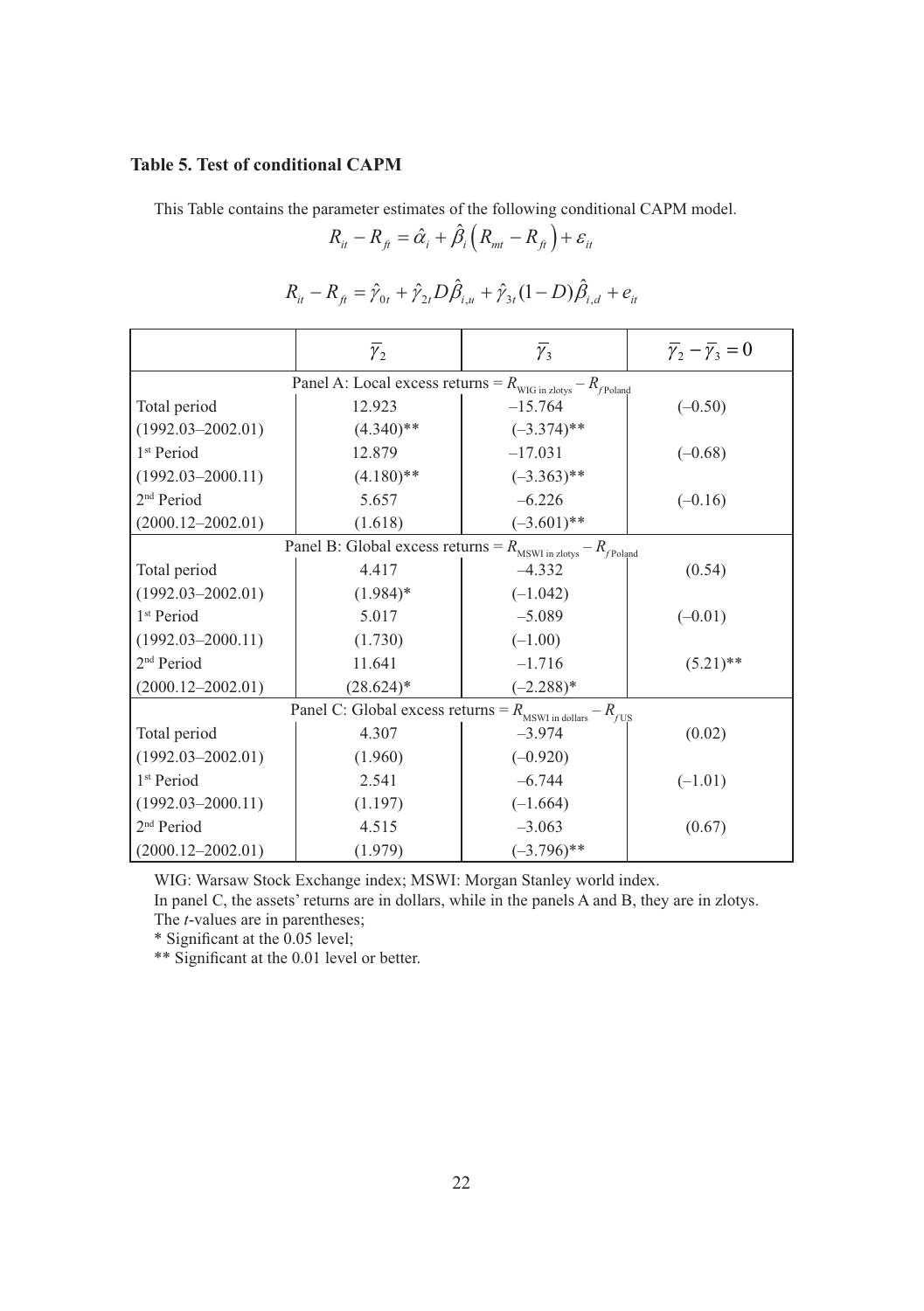### Table 5. Test of conditional CAPM

This Table contains the parameter estimates of the following conditional CAPM model.

$$R_{it} - R_{ft} = \hat{\alpha}_i + \hat{\beta}_i \left( R_{mt} - R_{ft} \right) + \varepsilon_{it}$$

$$R_{it} - R_{ft} = \hat{\gamma}_{0t} + \hat{\gamma}_{2t} D \hat{\beta}_{i,u} + \hat{\gamma}_{3t} (1 - D) \hat{\beta}_{i,d} + e_{it}$$

| | $\bar{\gamma}_2$ | $\bar{\gamma}_3$ | $\bar{\gamma}_2 - \bar{\gamma}_3 = 0$ |
|---|---|---|---|
| Panel A: Local excess returns = $R_{\text{WIG in zlotys}} - R_{f\,\text{Poland}}$ | | | |
| Total period | 12.923 | –15.764 | (–0.50) |
| (1992.03–2002.01) | (4.340)** | (–3.374)** | |
| 1st Period | 12.879 | –17.031 | (–0.68) |
| (1992.03–2000.11) | (4.180)** | (–3.363)** | |
| 2nd Period | 5.657 | –6.226 | (–0.16) |
| (2000.12–2002.01) | (1.618) | (–3.601)** | |
| Panel B: Global excess returns = $R_{\text{MSWI in zlotys}} - R_{f\,\text{Poland}}$ | | | |
| Total period | 4.417 | –4.332 | (0.54) |
| (1992.03–2002.01) | (1.984)* | (–1.042) | |
| 1st Period | 5.017 | –5.089 | (–0.01) |
| (1992.03–2000.11) | (1.730) | (–1.00) | |
| 2nd Period | 11.641 | –1.716 | (5.21)** |
| (2000.12–2002.01) | (28.624)* | (–2.288)* | |
| Panel C: Global excess returns = $R_{\text{MSWI in dollars}} - R_{f\,\text{US}}$ | | | |
| Total period | 4.307 | –3.974 | (0.02) |
| (1992.03–2002.01) | (1.960) | (–0.920) | |
| 1st Period | 2.541 | –6.744 | (–1.01) |
| (1992.03–2000.11) | (1.197) | (–1.664) | |
| 2nd Period | 4.515 | –3.063 | (0.67) |
| (2000.12–2002.01) | (1.979) | (–3.796)** | |

WIG: Warsaw Stock Exchange index; MSWI: Morgan Stanley world index.

In panel C, the assets' returns are in dollars, while in the panels A and B, they are in zlotys.

The *t*-values are in parentheses;

\* Significant at the 0.05 level;

\** Significant at the 0.01 level or better.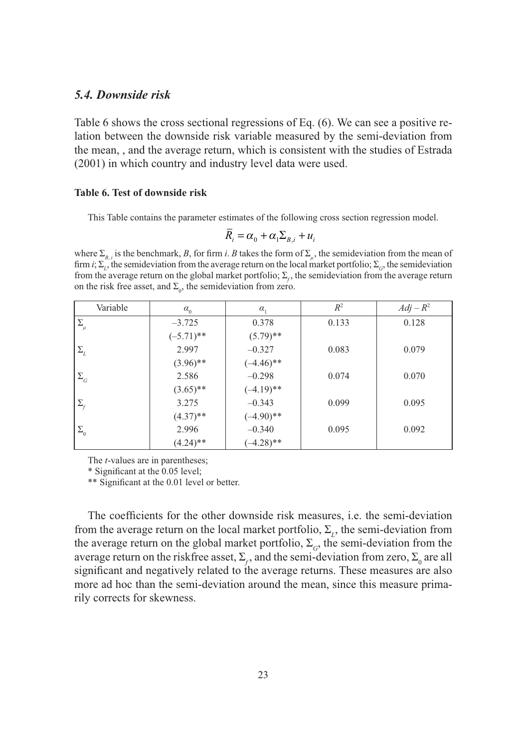### 5.4. Downside risk

Table 6 shows the cross sectional regressions of Eq. (6). We can see a positive relation between the downside risk variable measured by the semi-deviation from the mean, , and the average return, which is consistent with the studies of Estrada (2001) in which country and industry level data were used.

#### Table 6. Test of downside risk

This Table contains the parameter estimates of the following cross section regression model.

$$\bar{R}_i = \alpha_0 + \alpha_1 \Sigma_{B,i} + u_i$$

where $\Sigma_{B,i}$ is the benchmark, *B*, for firm *i*. *B* takes the form of $\Sigma_\mu$, the semideviation from the mean of firm *i*; $\Sigma_L$, the semideviation from the average return on the local market portfolio; $\Sigma_G$, the semideviation from the average return on the global market portfolio; $\Sigma_f$, the semideviation from the average return on the risk free asset, and $\Sigma_0$, the semideviation from zero.

| Variable | $\alpha_0$ | $\alpha_1$ | $R^2$ | $Adj-R^2$ |
|---|---|---|---|---|
| $\Sigma_\mu$ | –3.725 | 0.378 | 0.133 | 0.128 |
| | (–5.71)** | (5.79)** | | |
| $\Sigma_L$ | 2.997 | –0.327 | 0.083 | 0.079 |
| | (3.96)** | (–4.46)** | | |
| $\Sigma_G$ | 2.586 | –0.298 | 0.074 | 0.070 |
| | (3.65)** | (–4.19)** | | |
| $\Sigma_f$ | 3.275 | –0.343 | 0.099 | 0.095 |
| | (4.37)** | (–4.90)** | | |
| $\Sigma_0$ | 2.996 | –0.340 | 0.095 | 0.092 |
| | (4.24)** | (–4.28)** | | |

The *t*-values are in parentheses;

* Significant at the 0.05 level;

** Significant at the 0.01 level or better.

The coefficients for the other downside risk measures, i.e. the semi-deviation from the average return on the local market portfolio, $\Sigma_L$, the semi-deviation from the average return on the global market portfolio, $\Sigma_G$, the semi-deviation from the average return on the riskfree asset, $\Sigma_f$, and the semi-deviation from zero, $\Sigma_0$ are all significant and negatively related to the average returns. These measures are also more ad hoc than the semi-deviation around the mean, since this measure primarily corrects for skewness.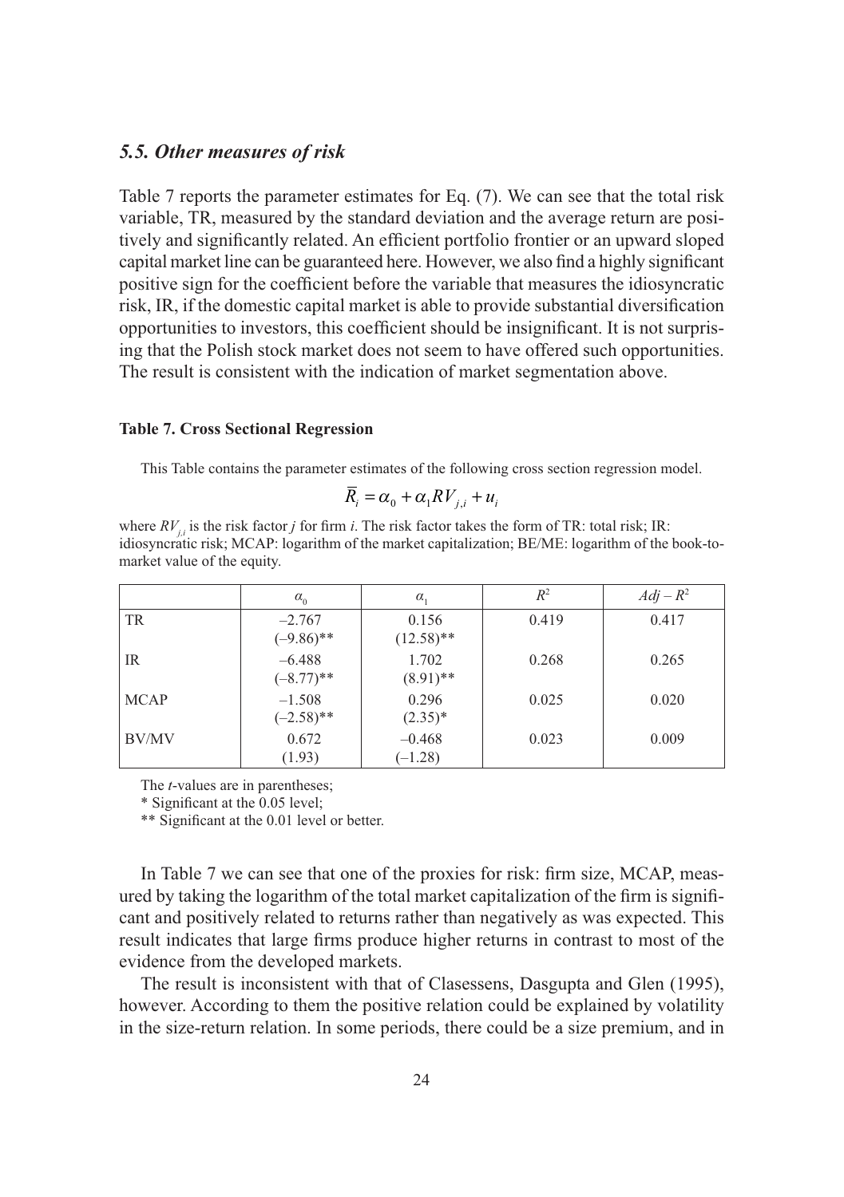### *5.5. Other measures of risk*

Table 7 reports the parameter estimates for Eq. (7). We can see that the total risk variable, TR, measured by the standard deviation and the average return are positively and significantly related. An efficient portfolio frontier or an upward sloped capital market line can be guaranteed here. However, we also find a highly significant positive sign for the coefficient before the variable that measures the idiosyncratic risk, IR, if the domestic capital market is able to provide substantial diversification opportunities to investors, this coefficient should be insignificant. It is not surprising that the Polish stock market does not seem to have offered such opportunities. The result is consistent with the indication of market segmentation above.

**Table 7. Cross Sectional Regression**

This Table contains the parameter estimates of the following cross section regression model.

$$\bar{R}_i = \alpha_0 + \alpha_1 RV_{j,i} + u_i$$

where $RV_{j,i}$ is the risk factor $j$ for firm $i$. The risk factor takes the form of TR: total risk; IR: idiosyncratic risk; MCAP: logarithm of the market capitalization; BE/ME: logarithm of the book-to-market value of the equity.

| | $\alpha_0$ | $\alpha_1$ | $R^2$ | $Adj-R^2$ |
|---|---|---|---|---|
| TR | –2.767 (–9.86)** | 0.156 (12.58)** | 0.419 | 0.417 |
| IR | –6.488 (–8.77)** | 1.702 (8.91)** | 0.268 | 0.265 |
| MCAP | –1.508 (–2.58)** | 0.296 (2.35)* | 0.025 | 0.020 |
| BV/MV | 0.672 (1.93) | –0.468 (–1.28) | 0.023 | 0.009 |

The *t*-values are in parentheses;

\* Significant at the 0.05 level;

\** Significant at the 0.01 level or better.

In Table 7 we can see that one of the proxies for risk: firm size, MCAP, measured by taking the logarithm of the total market capitalization of the firm is significant and positively related to returns rather than negatively as was expected. This result indicates that large firms produce higher returns in contrast to most of the evidence from the developed markets.

The result is inconsistent with that of Clasessens, Dasgupta and Glen (1995), however. According to them the positive relation could be explained by volatility in the size-return relation. In some periods, there could be a size premium, and in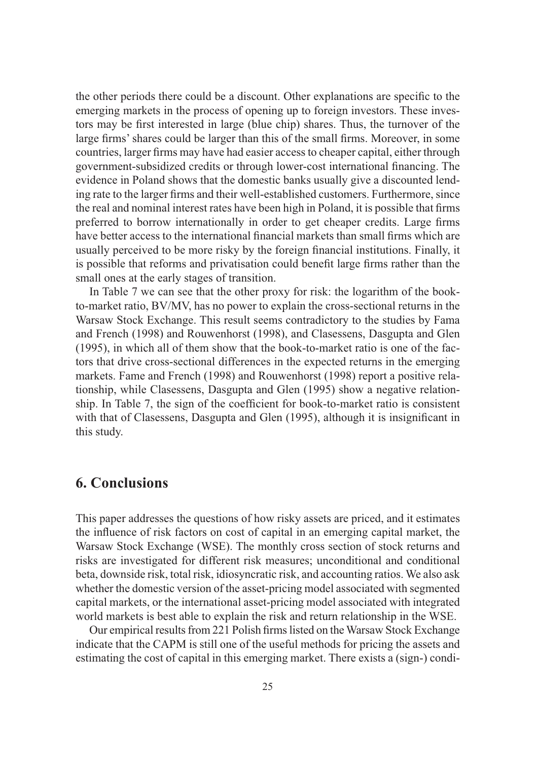the other periods there could be a discount. Other explanations are specific to the emerging markets in the process of opening up to foreign investors. These investors may be first interested in large (blue chip) shares. Thus, the turnover of the large firms' shares could be larger than this of the small firms. Moreover, in some countries, larger firms may have had easier access to cheaper capital, either through government-subsidized credits or through lower-cost international financing. The evidence in Poland shows that the domestic banks usually give a discounted lending rate to the larger firms and their well-established customers. Furthermore, since the real and nominal interest rates have been high in Poland, it is possible that firms preferred to borrow internationally in order to get cheaper credits. Large firms have better access to the international financial markets than small firms which are usually perceived to be more risky by the foreign financial institutions. Finally, it is possible that reforms and privatisation could benefit large firms rather than the small ones at the early stages of transition.

In Table 7 we can see that the other proxy for risk: the logarithm of the book-to-market ratio, BV/MV, has no power to explain the cross-sectional returns in the Warsaw Stock Exchange. This result seems contradictory to the studies by Fama and French (1998) and Rouwenhorst (1998), and Clasessens, Dasgupta and Glen (1995), in which all of them show that the book-to-market ratio is one of the factors that drive cross-sectional differences in the expected returns in the emerging markets. Fame and French (1998) and Rouwenhorst (1998) report a positive relationship, while Clasessens, Dasgupta and Glen (1995) show a negative relationship. In Table 7, the sign of the coefficient for book-to-market ratio is consistent with that of Clasessens, Dasgupta and Glen (1995), although it is insignificant in this study.

## 6. Conclusions

This paper addresses the questions of how risky assets are priced, and it estimates the influence of risk factors on cost of capital in an emerging capital market, the Warsaw Stock Exchange (WSE). The monthly cross section of stock returns and risks are investigated for different risk measures; unconditional and conditional beta, downside risk, total risk, idiosyncratic risk, and accounting ratios. We also ask whether the domestic version of the asset-pricing model associated with segmented capital markets, or the international asset-pricing model associated with integrated world markets is best able to explain the risk and return relationship in the WSE.

Our empirical results from 221 Polish firms listed on the Warsaw Stock Exchange indicate that the CAPM is still one of the useful methods for pricing the assets and estimating the cost of capital in this emerging market. There exists a (sign-) condi-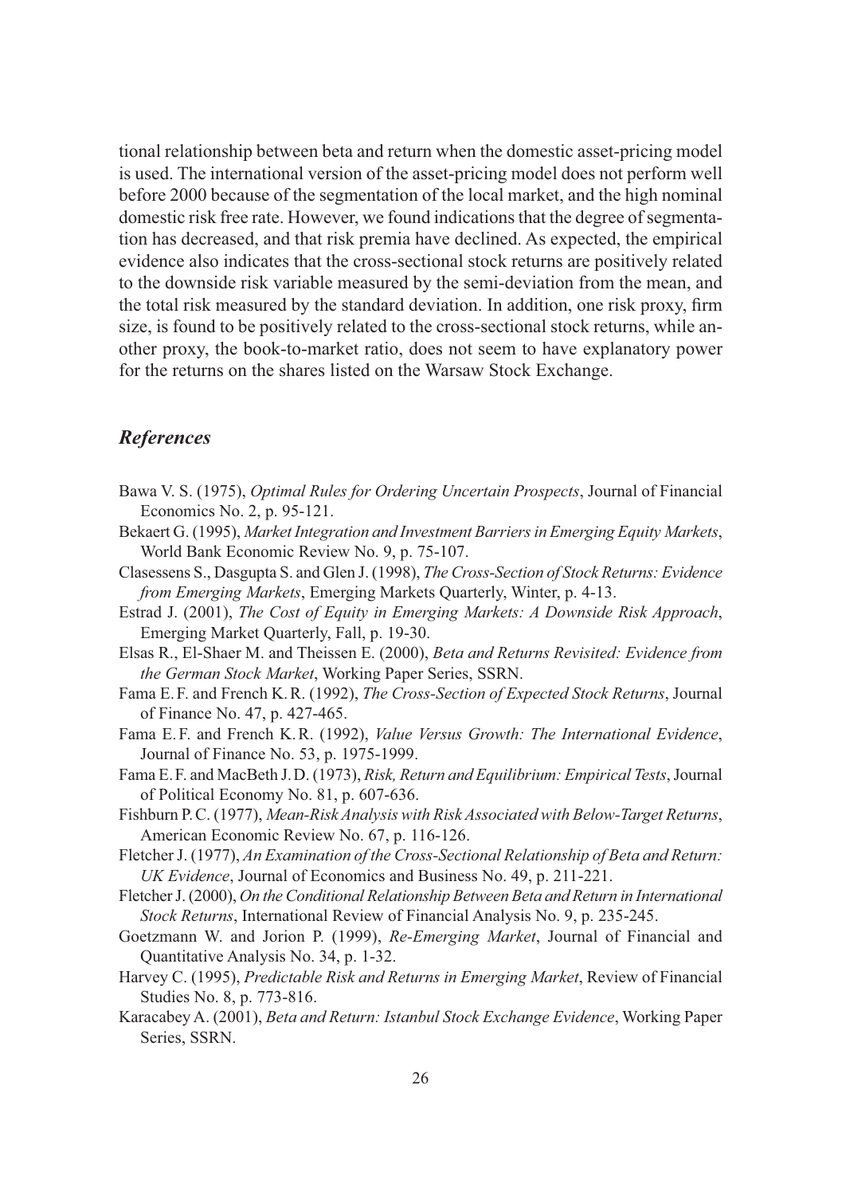tional relationship between beta and return when the domestic asset-pricing model is used. The international version of the asset-pricing model does not perform well before 2000 because of the segmentation of the local market, and the high nominal domestic risk free rate. However, we found indications that the degree of segmentation has decreased, and that risk premia have declined. As expected, the empirical evidence also indicates that the cross-sectional stock returns are positively related to the downside risk variable measured by the semi-deviation from the mean, and the total risk measured by the standard deviation. In addition, one risk proxy, firm size, is found to be positively related to the cross-sectional stock returns, while another proxy, the book-to-market ratio, does not seem to have explanatory power for the returns on the shares listed on the Warsaw Stock Exchange.

## *References*

Bawa V. S. (1975), *Optimal Rules for Ordering Uncertain Prospects*, Journal of Financial Economics No. 2, p. 95-121.

Bekaert G. (1995), *Market Integration and Investment Barriers in Emerging Equity Markets*, World Bank Economic Review No. 9, p. 75-107.

Clasessens S., Dasgupta S. and Glen J. (1998), *The Cross-Section of Stock Returns: Evidence from Emerging Markets*, Emerging Markets Quarterly, Winter, p. 4-13.

Estrad J. (2001), *The Cost of Equity in Emerging Markets: A Downside Risk Approach*, Emerging Market Quarterly, Fall, p. 19-30.

Elsas R., El-Shaer M. and Theissen E. (2000), *Beta and Returns Revisited: Evidence from the German Stock Market*, Working Paper Series, SSRN.

Fama E. F. and French K. R. (1992), *The Cross-Section of Expected Stock Returns*, Journal of Finance No. 47, p. 427-465.

Fama E. F. and French K. R. (1992), *Value Versus Growth: The International Evidence*, Journal of Finance No. 53, p. 1975-1999.

Fama E. F. and MacBeth J. D. (1973), *Risk, Return and Equilibrium: Empirical Tests*, Journal of Political Economy No. 81, p. 607-636.

Fishburn P. C. (1977), *Mean-Risk Analysis with Risk Associated with Below-Target Returns*, American Economic Review No. 67, p. 116-126.

Fletcher J. (1977), *An Examination of the Cross-Sectional Relationship of Beta and Return: UK Evidence*, Journal of Economics and Business No. 49, p. 211-221.

Fletcher J. (2000), *On the Conditional Relationship Between Beta and Return in International Stock Returns*, International Review of Financial Analysis No. 9, p. 235-245.

Goetzmann W. and Jorion P. (1999), *Re-Emerging Market*, Journal of Financial and Quantitative Analysis No. 34, p. 1-32.

Harvey C. (1995), *Predictable Risk and Returns in Emerging Market*, Review of Financial Studies No. 8, p. 773-816.

Karacabey A. (2001), *Beta and Return: Istanbul Stock Exchange Evidence*, Working Paper Series, SSRN.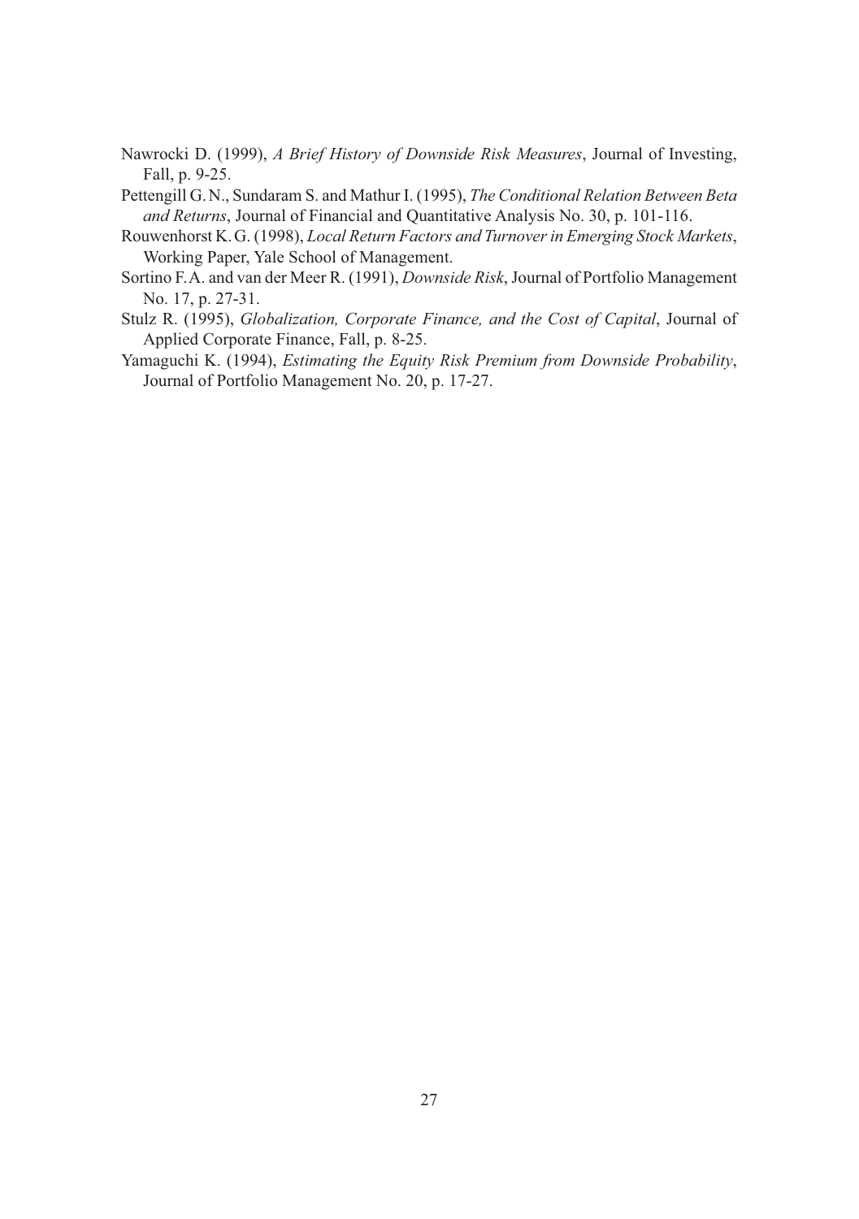Nawrocki D. (1999), *A Brief History of Downside Risk Measures*, Journal of Investing, Fall, p. 9-25.

Pettengill G. N., Sundaram S. and Mathur I. (1995), *The Conditional Relation Between Beta and Returns*, Journal of Financial and Quantitative Analysis No. 30, p. 101-116.

Rouwenhorst K. G. (1998), *Local Return Factors and Turnover in Emerging Stock Markets*, Working Paper, Yale School of Management.

Sortino F. A. and van der Meer R. (1991), *Downside Risk*, Journal of Portfolio Management No. 17, p. 27-31.

Stulz R. (1995), *Globalization, Corporate Finance, and the Cost of Capital*, Journal of Applied Corporate Finance, Fall, p. 8-25.

Yamaguchi K. (1994), *Estimating the Equity Risk Premium from Downside Probability*, Journal of Portfolio Management No. 20, p. 17-27.